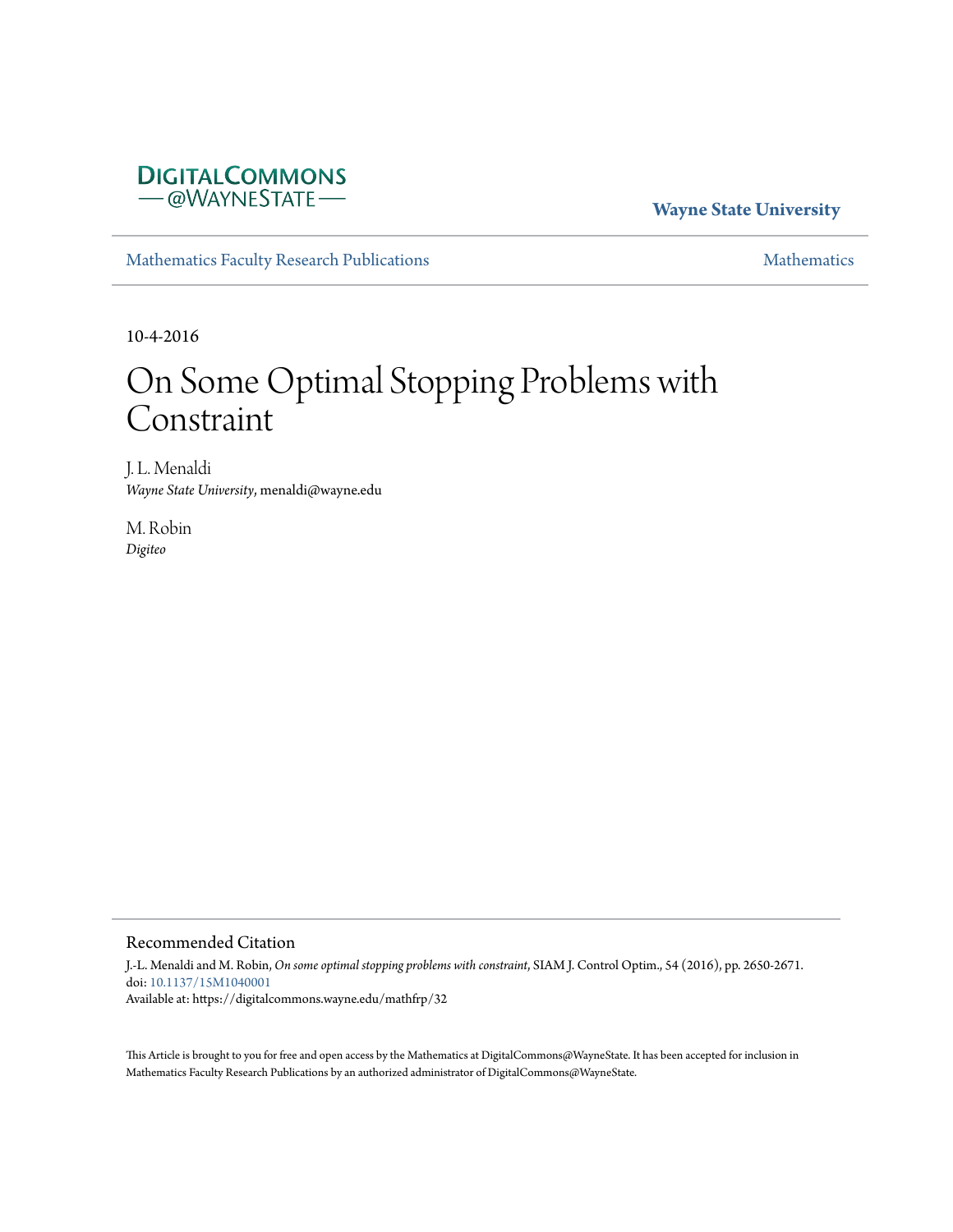DigitalCommons @WayneState

**Wayne State University**

Mathematics Faculty Research Publications

Mathematics

10-4-2016

# On Some Optimal Stopping Problems with Constraint

J. L. Menaldi
*Wayne State University*, menaldi@wayne.edu

M. Robin
*Digiteo*

## Recommended Citation

J.-L. Menaldi and M. Robin, *On some optimal stopping problems with constraint*, SIAM J. Control Optim., 54 (2016), pp. 2650-2671.
doi: 10.1137/15M1040001
Available at: https://digitalcommons.wayne.edu/mathfrp/32

This Article is brought to you for free and open access by the Mathematics at DigitalCommons@WayneState. It has been accepted for inclusion in Mathematics Faculty Research Publications by an authorized administrator of DigitalCommons@WayneState.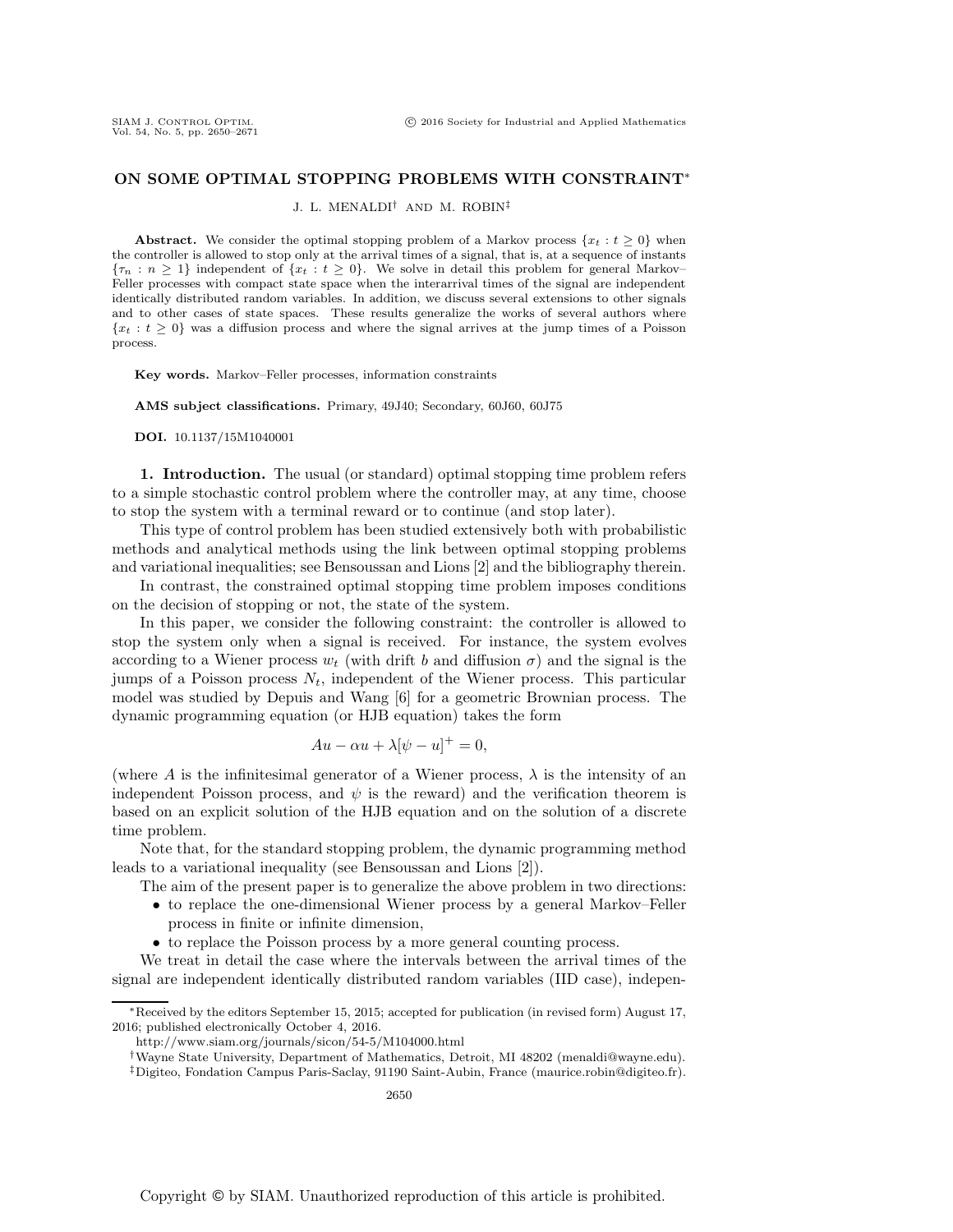## ON SOME OPTIMAL STOPPING PROBLEMS WITH CONSTRAINT*

J. L. MENALDI† AND M. ROBIN‡

**Abstract.** We consider the optimal stopping problem of a Markov process $\{x_t : t \geq 0\}$ when the controller is allowed to stop only at the arrival times of a signal, that is, at a sequence of instants $\{\tau_n : n \geq 1\}$ independent of $\{x_t : t \geq 0\}$. We solve in detail this problem for general Markov–Feller processes with compact state space when the interarrival times of the signal are independent identically distributed random variables. In addition, we discuss several extensions to other signals and to other cases of state spaces. These results generalize the works of several authors where $\{x_t : t \geq 0\}$ was a diffusion process and where the signal arrives at the jump times of a Poisson process.

**Key words.** Markov–Feller processes, information constraints

**AMS subject classifications.** Primary, 49J40; Secondary, 60J60, 60J75

**DOI.** 10.1137/15M1040001

**1. Introduction.** The usual (or standard) optimal stopping time problem refers to a simple stochastic control problem where the controller may, at any time, choose to stop the system with a terminal reward or to continue (and stop later).

This type of control problem has been studied extensively both with probabilistic methods and analytical methods using the link between optimal stopping problems and variational inequalities; see Bensoussan and Lions [2] and the bibliography therein.

In contrast, the constrained optimal stopping time problem imposes conditions on the decision of stopping or not, the state of the system.

In this paper, we consider the following constraint: the controller is allowed to stop the system only when a signal is received. For instance, the system evolves according to a Wiener process $w_t$ (with drift $b$ and diffusion $\sigma$) and the signal is the jumps of a Poisson process $N_t$, independent of the Wiener process. This particular model was studied by Depuis and Wang [6] for a geometric Brownian process. The dynamic programming equation (or HJB equation) takes the form

$$Au - \alpha u + \lambda[\psi - u]^+ = 0,$$

(where $A$ is the infinitesimal generator of a Wiener process, $\lambda$ is the intensity of an independent Poisson process, and $\psi$ is the reward) and the verification theorem is based on an explicit solution of the HJB equation and on the solution of a discrete time problem.

Note that, for the standard stopping problem, the dynamic programming method leads to a variational inequality (see Bensoussan and Lions [2]).

The aim of the present paper is to generalize the above problem in two directions:

- to replace the one-dimensional Wiener process by a general Markov–Feller process in finite or infinite dimension,
- to replace the Poisson process by a more general counting process.

We treat in detail the case where the intervals between the arrival times of the signal are independent identically distributed random variables (IID case), indepen-

---

*Received by the editors September 15, 2015; accepted for publication (in revised form) August 17, 2016; published electronically October 4, 2016.
http://www.siam.org/journals/sicon/54-5/M104000.html

†Wayne State University, Department of Mathematics, Detroit, MI 48202 (menaldi@wayne.edu).

‡Digiteo, Fondation Campus Paris-Saclay, 91190 Saint-Aubin, France (maurice.robin@digiteo.fr).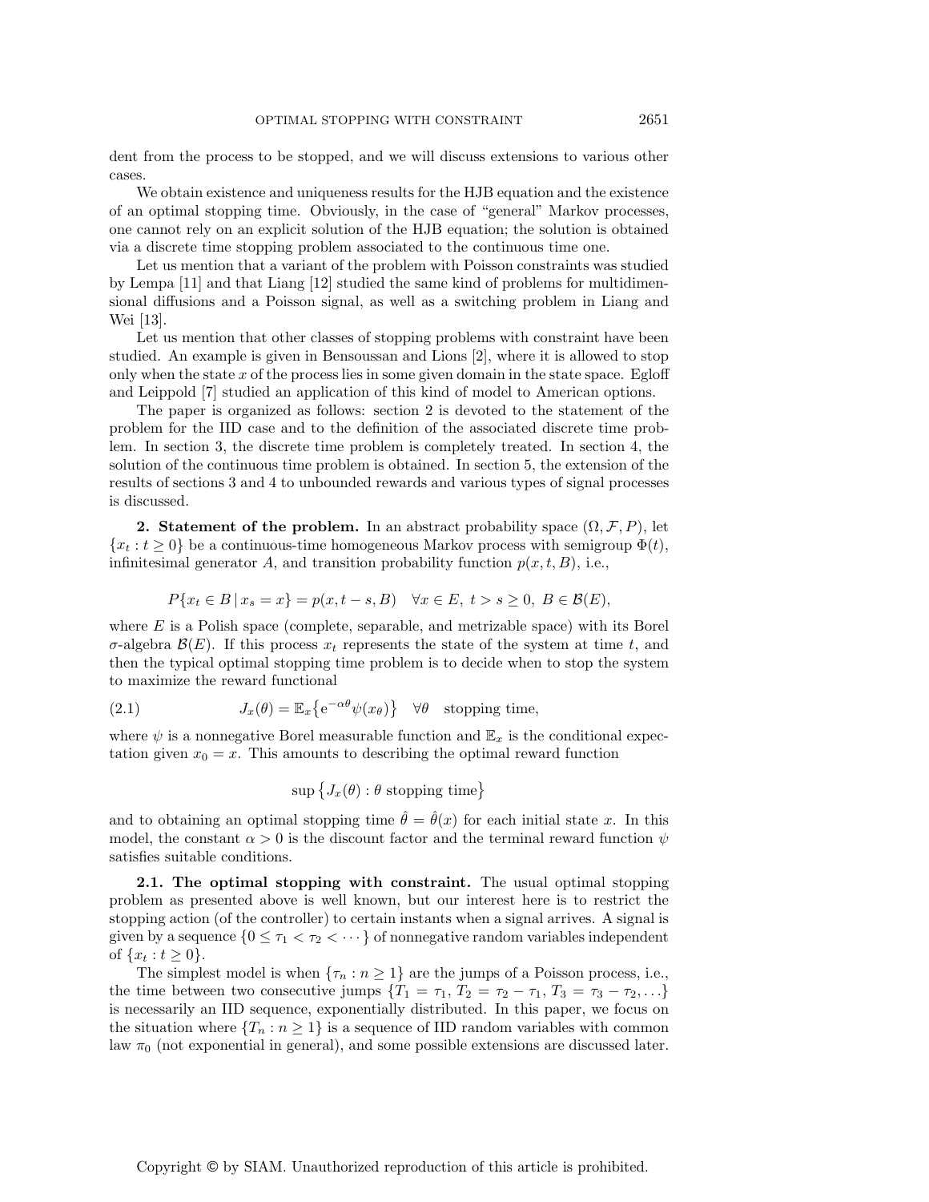dent from the process to be stopped, and we will discuss extensions to various other cases.

We obtain existence and uniqueness results for the HJB equation and the existence of an optimal stopping time. Obviously, in the case of "general" Markov processes, one cannot rely on an explicit solution of the HJB equation; the solution is obtained via a discrete time stopping problem associated to the continuous time one.

Let us mention that a variant of the problem with Poisson constraints was studied by Lempa [11] and that Liang [12] studied the same kind of problems for multidimensional diffusions and a Poisson signal, as well as a switching problem in Liang and Wei [13].

Let us mention that other classes of stopping problems with constraint have been studied. An example is given in Bensoussan and Lions [2], where it is allowed to stop only when the state $x$ of the process lies in some given domain in the state space. Egloff and Leippold [7] studied an application of this kind of model to American options.

The paper is organized as follows: section 2 is devoted to the statement of the problem for the IID case and to the definition of the associated discrete time problem. In section 3, the discrete time problem is completely treated. In section 4, the solution of the continuous time problem is obtained. In section 5, the extension of the results of sections 3 and 4 to unbounded rewards and various types of signal processes is discussed.

## 2. Statement of the problem.

In an abstract probability space $(\Omega, \mathcal{F}, P)$, let $\{x_t : t \geq 0\}$ be a continuous-time homogeneous Markov process with semigroup $\Phi(t)$, infinitesimal generator $A$, and transition probability function $p(x, t, B)$, i.e.,

$$P\{x_t \in B \,|\, x_s = x\} = p(x, t-s, B) \quad \forall x \in E,\ t > s \geq 0,\ B \in \mathcal{B}(E),$$

where $E$ is a Polish space (complete, separable, and metrizable space) with its Borel $\sigma$-algebra $\mathcal{B}(E)$. If this process $x_t$ represents the state of the system at time $t$, and then the typical optimal stopping time problem is to decide when to stop the system to maximize the reward functional

$$J_x(\theta) = \mathbb{E}_x\big\{\mathrm{e}^{-\alpha\theta}\psi(x_\theta)\big\} \quad \forall\theta \quad \text{stopping time,} \tag{2.1}$$

where $\psi$ is a nonnegative Borel measurable function and $\mathbb{E}_x$ is the conditional expectation given $x_0 = x$. This amounts to describing the optimal reward function

$$\sup\big\{J_x(\theta) : \theta \text{ stopping time}\big\}$$

and to obtaining an optimal stopping time $\hat{\theta} = \hat{\theta}(x)$ for each initial state $x$. In this model, the constant $\alpha > 0$ is the discount factor and the terminal reward function $\psi$ satisfies suitable conditions.

### 2.1. The optimal stopping with constraint.

The usual optimal stopping problem as presented above is well known, but our interest here is to restrict the stopping action (of the controller) to certain instants when a signal arrives. A signal is given by a sequence $\{0 \leq \tau_1 < \tau_2 < \cdots\}$ of nonnegative random variables independent of $\{x_t : t \geq 0\}$.

The simplest model is when $\{\tau_n : n \geq 1\}$ are the jumps of a Poisson process, i.e., the time between two consecutive jumps $\{T_1 = \tau_1,\ T_2 = \tau_2 - \tau_1,\ T_3 = \tau_3 - \tau_2, \ldots\}$ is necessarily an IID sequence, exponentially distributed. In this paper, we focus on the situation where $\{T_n : n \geq 1\}$ is a sequence of IID random variables with common law $\pi_0$ (not exponential in general), and some possible extensions are discussed later.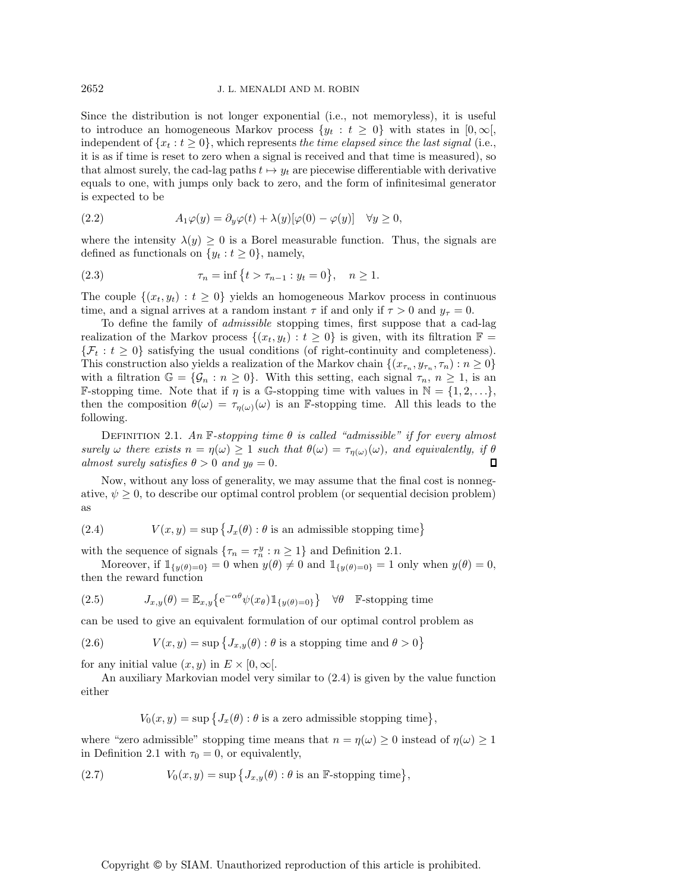Since the distribution is not longer exponential (i.e., not memoryless), it is useful to introduce an homogeneous Markov process $\{y_t : t \geq 0\}$ with states in $[0, \infty[$, independent of $\{x_t : t \geq 0\}$, which represents *the time elapsed since the last signal* (i.e., it is as if time is reset to zero when a signal is received and that time is measured), so that almost surely, the cad-lag paths $t \mapsto y_t$ are piecewise differentiable with derivative equals to one, with jumps only back to zero, and the form of infinitesimal generator is expected to be

$$A_1\varphi(y) = \partial_y\varphi(t) + \lambda(y)[\varphi(0) - \varphi(y)] \quad \forall y \geq 0, \tag{2.2}$$

where the intensity $\lambda(y) \geq 0$ is a Borel measurable function. Thus, the signals are defined as functionals on $\{y_t : t \geq 0\}$, namely,

$$\tau_n = \inf\{t > \tau_{n-1} : y_t = 0\}, \quad n \geq 1. \tag{2.3}$$

The couple $\{(x_t, y_t) : t \geq 0\}$ yields an homogeneous Markov process in continuous time, and a signal arrives at a random instant $\tau$ if and only if $\tau > 0$ and $y_\tau = 0$.

To define the family of *admissible* stopping times, first suppose that a cad-lag realization of the Markov process $\{(x_t, y_t) : t \geq 0\}$ is given, with its filtration $\mathbb{F} = \{\mathcal{F}_t : t \geq 0\}$ satisfying the usual conditions (of right-continuity and completeness). This construction also yields a realization of the Markov chain $\{(x_{\tau_n}, y_{\tau_n}, \tau_n) : n \geq 0\}$ with a filtration $\mathbb{G} = \{\mathcal{G}_n : n \geq 0\}$. With this setting, each signal $\tau_n$, $n \geq 1$, is an $\mathbb{F}$-stopping time. Note that if $\eta$ is a $\mathbb{G}$-stopping time with values in $\mathbb{N} = \{1, 2, \ldots\}$, then the composition $\theta(\omega) = \tau_{\eta(\omega)}(\omega)$ is an $\mathbb{F}$-stopping time. All this leads to the following.

Definition 2.1. *An $\mathbb{F}$-stopping time $\theta$ is called "admissible" if for every almost surely $\omega$ there exists $n = \eta(\omega) \geq 1$ such that $\theta(\omega) = \tau_{\eta(\omega)}(\omega)$, and equivalently, if $\theta$ almost surely satisfies $\theta > 0$ and $y_\theta = 0$.* ◻

Now, without any loss of generality, we may assume that the final cost is nonnegative, $\psi \geq 0$, to describe our optimal control problem (or sequential decision problem) as

$$V(x, y) = \sup\{J_x(\theta) : \theta \text{ is an admissible stopping time}\} \tag{2.4}$$

with the sequence of signals $\{\tau_n = \tau_n^y : n \geq 1\}$ and Definition 2.1.

Moreover, if $\mathbb{1}_{\{y(\theta)=0\}} = 0$ when $y(\theta) \neq 0$ and $\mathbb{1}_{\{y(\theta)=0\}} = 1$ only when $y(\theta) = 0$, then the reward function

$$J_{x,y}(\theta) = \mathbb{E}_{x,y}\{\mathrm{e}^{-\alpha\theta}\psi(x_\theta)\mathbb{1}_{\{y(\theta)=0\}}\} \quad \forall\theta \quad \mathbb{F}\text{-stopping time} \tag{2.5}$$

can be used to give an equivalent formulation of our optimal control problem as

$$V(x, y) = \sup\{J_{x,y}(\theta) : \theta \text{ is a stopping time and } \theta > 0\} \tag{2.6}$$

for any initial value $(x, y)$ in $E \times [0, \infty[$.

An auxiliary Markovian model very similar to (2.4) is given by the value function either

$$V_0(x, y) = \sup\{J_x(\theta) : \theta \text{ is a zero admissible stopping time}\},$$

where "zero admissible" stopping time means that $n = \eta(\omega) \geq 0$ instead of $\eta(\omega) \geq 1$ in Definition 2.1 with $\tau_0 = 0$, or equivalently,

$$V_0(x, y) = \sup\{J_{x,y}(\theta) : \theta \text{ is an } \mathbb{F}\text{-stopping time}\}, \tag{2.7}$$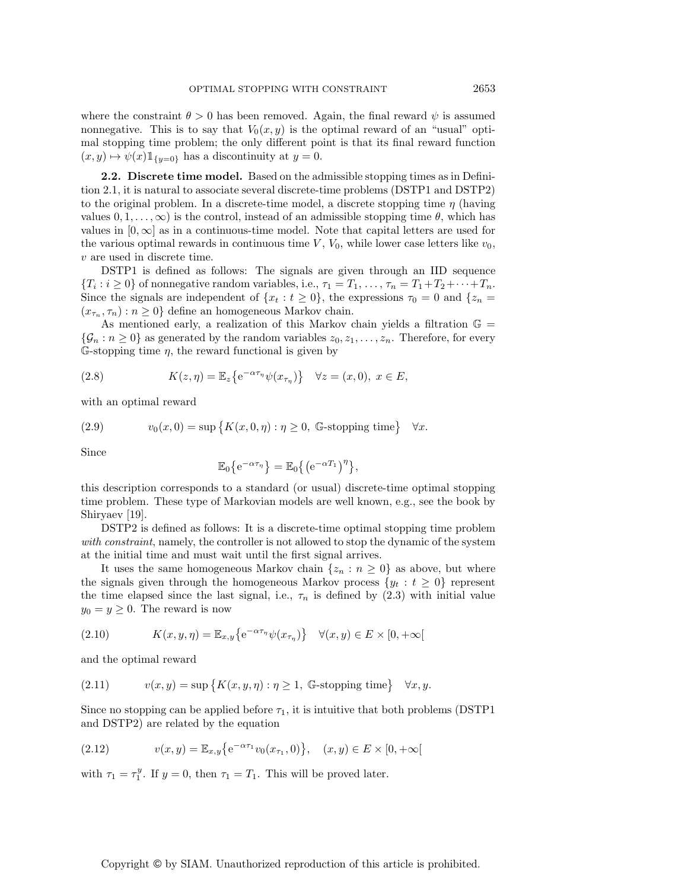where the constraint $\theta > 0$ has been removed. Again, the final reward $\psi$ is assumed nonnegative. This is to say that $V_0(x, y)$ is the optimal reward of an "usual" optimal stopping time problem; the only different point is that its final reward function $(x, y) \mapsto \psi(x)\mathbb{1}_{\{y=0\}}$ has a discontinuity at $y = 0$.

**2.2. Discrete time model.** Based on the admissible stopping times as in Definition 2.1, it is natural to associate several discrete-time problems (DSTP1 and DSTP2) to the original problem. In a discrete-time model, a discrete stopping time $\eta$ (having values $0, 1, \ldots, \infty$) is the control, instead of an admissible stopping time $\theta$, which has values in $[0, \infty]$ as in a continuous-time model. Note that capital letters are used for the various optimal rewards in continuous time $V$, $V_0$, while lower case letters like $v_0$, $v$ are used in discrete time.

DSTP1 is defined as follows: The signals are given through an IID sequence $\{T_i : i \geq 0\}$ of nonnegative random variables, i.e., $\tau_1 = T_1, \ldots, \tau_n = T_1 + T_2 + \cdots + T_n$. Since the signals are independent of $\{x_t : t \geq 0\}$, the expressions $\tau_0 = 0$ and $\{z_n = (x_{\tau_n}, \tau_n) : n \geq 0\}$ define an homogeneous Markov chain.

As mentioned early, a realization of this Markov chain yields a filtration $\mathbb{G} = \{\mathcal{G}_n : n \geq 0\}$ as generated by the random variables $z_0, z_1, \ldots, z_n$. Therefore, for every $\mathbb{G}$-stopping time $\eta$, the reward functional is given by

$$K(z, \eta) = \mathbb{E}_z\{\mathrm{e}^{-\alpha\tau_\eta}\psi(x_{\tau_\eta})\} \quad \forall z = (x, 0),\ x \in E, \tag{2.8}$$

with an optimal reward

$$v_0(x, 0) = \sup\{K(x, 0, \eta) : \eta \geq 0,\ \mathbb{G}\text{-stopping time}\} \quad \forall x. \tag{2.9}$$

Since

$$\mathbb{E}_0\{\mathrm{e}^{-\alpha\tau_\eta}\} = \mathbb{E}_0\{(\mathrm{e}^{-\alpha T_1})^\eta\},$$

this description corresponds to a standard (or usual) discrete-time optimal stopping time problem. These type of Markovian models are well known, e.g., see the book by Shiryaev [19].

DSTP2 is defined as follows: It is a discrete-time optimal stopping time problem *with constraint*, namely, the controller is not allowed to stop the dynamic of the system at the initial time and must wait until the first signal arrives.

It uses the same homogeneous Markov chain $\{z_n : n \geq 0\}$ as above, but where the signals given through the homogeneous Markov process $\{y_t : t \geq 0\}$ represent the time elapsed since the last signal, i.e., $\tau_n$ is defined by (2.3) with initial value $y_0 = y \geq 0$. The reward is now

$$K(x, y, \eta) = \mathbb{E}_{x,y}\{\mathrm{e}^{-\alpha\tau_\eta}\psi(x_{\tau_\eta})\} \quad \forall (x, y) \in E \times [0, +\infty[ \tag{2.10}$$

and the optimal reward

$$v(x, y) = \sup\{K(x, y, \eta) : \eta \geq 1,\ \mathbb{G}\text{-stopping time}\} \quad \forall x, y. \tag{2.11}$$

Since no stopping can be applied before $\tau_1$, it is intuitive that both problems (DSTP1 and DSTP2) are related by the equation

$$v(x, y) = \mathbb{E}_{x,y}\{\mathrm{e}^{-\alpha\tau_1}v_0(x_{\tau_1}, 0)\}, \quad (x, y) \in E \times [0, +\infty[ \tag{2.12}$$

with $\tau_1 = \tau_1^y$. If $y = 0$, then $\tau_1 = T_1$. This will be proved later.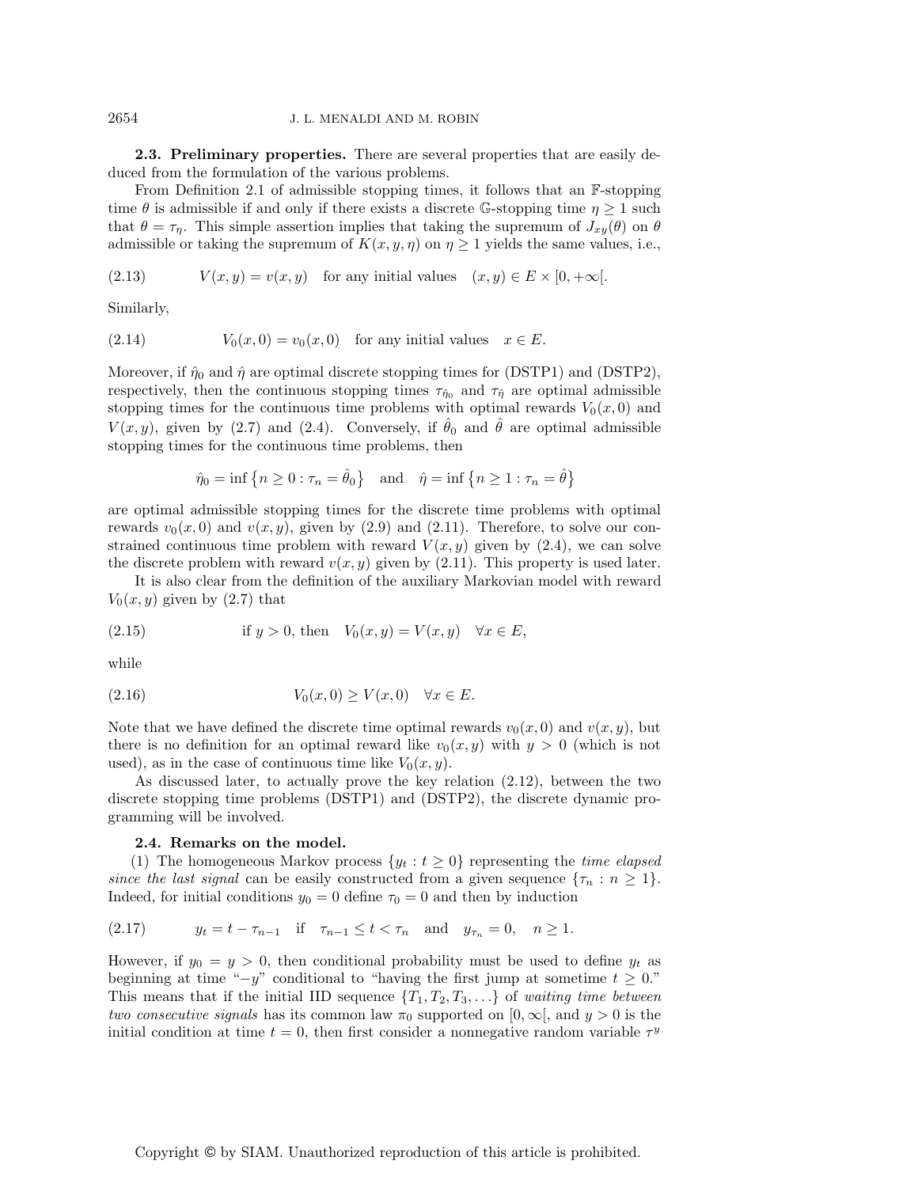**2.3. Preliminary properties.** There are several properties that are easily deduced from the formulation of the various problems.

From Definition 2.1 of admissible stopping times, it follows that an $\mathbb{F}$-stopping time $\theta$ is admissible if and only if there exists a discrete $\mathbb{G}$-stopping time $\eta \geq 1$ such that $\theta = \tau_\eta$. This simple assertion implies that taking the supremum of $J_{xy}(\theta)$ on $\theta$ admissible or taking the supremum of $K(x, y, \eta)$ on $\eta \geq 1$ yields the same values, i.e.,

$$V(x, y) = v(x, y) \quad \text{for any initial values} \quad (x, y) \in E \times [0, +\infty[. \tag{2.13}$$

Similarly,

$$V_0(x, 0) = v_0(x, 0) \quad \text{for any initial values} \quad x \in E. \tag{2.14}$$

Moreover, if $\hat{\eta}_0$ and $\hat{\eta}$ are optimal discrete stopping times for (DSTP1) and (DSTP2), respectively, then the continuous stopping times $\tau_{\hat{\eta}_0}$ and $\tau_{\hat{\eta}}$ are optimal admissible stopping times for the continuous time problems with optimal rewards $V_0(x, 0)$ and $V(x, y)$, given by (2.7) and (2.4). Conversely, if $\hat{\theta}_0$ and $\hat{\theta}$ are optimal admissible stopping times for the continuous time problems, then

$$\hat{\eta}_0 = \inf\{n \geq 0 : \tau_n = \hat{\theta}_0\} \quad \text{and} \quad \hat{\eta} = \inf\{n \geq 1 : \tau_n = \hat{\theta}\}$$

are optimal admissible stopping times for the discrete time problems with optimal rewards $v_0(x, 0)$ and $v(x, y)$, given by (2.9) and (2.11). Therefore, to solve our constrained continuous time problem with reward $V(x, y)$ given by (2.4), we can solve the discrete problem with reward $v(x, y)$ given by (2.11). This property is used later.

It is also clear from the definition of the auxiliary Markovian model with reward $V_0(x, y)$ given by (2.7) that

$$\text{if } y > 0, \text{ then} \quad V_0(x, y) = V(x, y) \quad \forall x \in E, \tag{2.15}$$

while

$$V_0(x, 0) \geq V(x, 0) \quad \forall x \in E. \tag{2.16}$$

Note that we have defined the discrete time optimal rewards $v_0(x, 0)$ and $v(x, y)$, but there is no definition for an optimal reward like $v_0(x, y)$ with $y > 0$ (which is not used), as in the case of continuous time like $V_0(x, y)$.

As discussed later, to actually prove the key relation (2.12), between the two discrete stopping time problems (DSTP1) and (DSTP2), the discrete dynamic programming will be involved.

**2.4. Remarks on the model.**

(1) The homogeneous Markov process $\{y_t : t \geq 0\}$ representing the *time elapsed since the last signal* can be easily constructed from a given sequence $\{\tau_n : n \geq 1\}$. Indeed, for initial conditions $y_0 = 0$ define $\tau_0 = 0$ and then by induction

$$y_t = t - \tau_{n-1} \quad \text{if} \quad \tau_{n-1} \leq t < \tau_n \quad \text{and} \quad y_{\tau_n} = 0, \quad n \geq 1. \tag{2.17}$$

However, if $y_0 = y > 0$, then conditional probability must be used to define $y_t$ as beginning at time "$-y$" conditional to "having the first jump at sometime $t \geq 0$." This means that if the initial IID sequence $\{T_1, T_2, T_3, \ldots\}$ of *waiting time between two consecutive signals* has its common law $\pi_0$ supported on $[0, \infty[$, and $y > 0$ is the initial condition at time $t = 0$, then first consider a nonnegative random variable $\tau^y$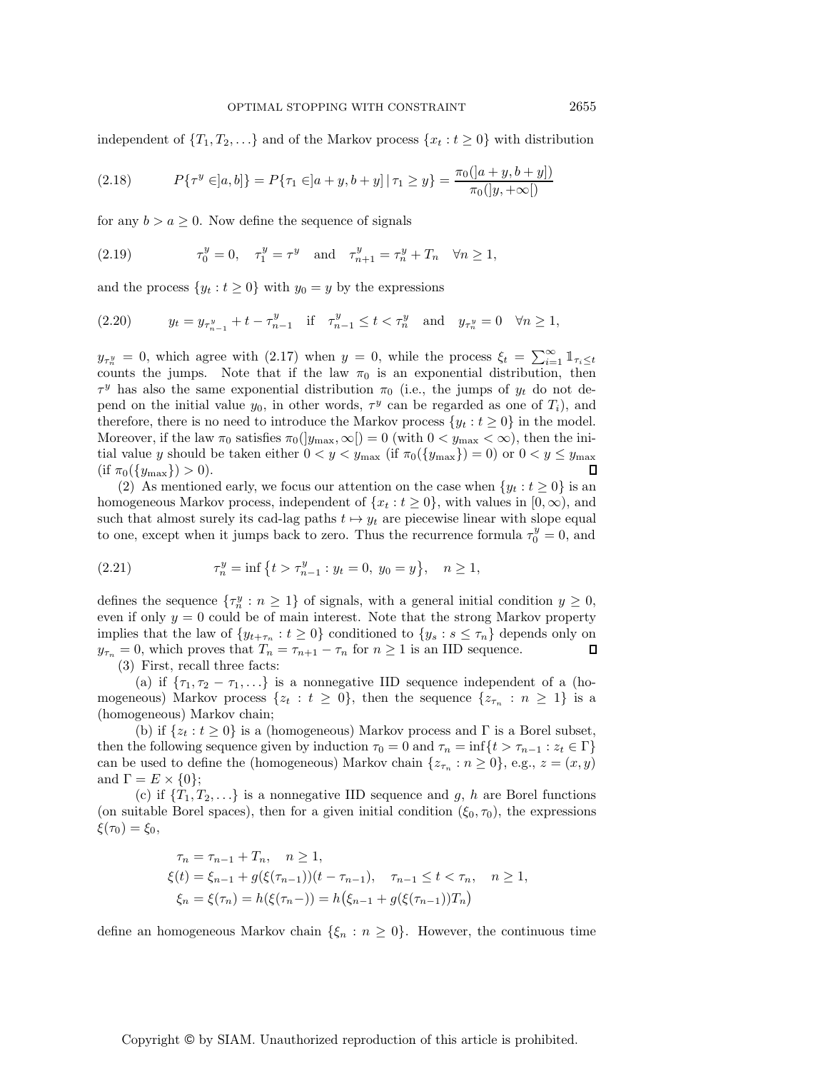independent of $\{T_1, T_2, \dots\}$ and of the Markov process $\{x_t : t \geq 0\}$ with distribution

$$P\{\tau^y \in ]a, b]\} = P\{\tau_1 \in ]a + y, b + y] \mid \tau_1 \geq y\} = \frac{\pi_0(]a + y, b + y])}{\pi_0(]y, +\infty[)} \tag{2.18}$$

for any $b > a \geq 0$. Now define the sequence of signals

$$\tau_0^y = 0, \quad \tau_1^y = \tau^y \quad \text{and} \quad \tau_{n+1}^y = \tau_n^y + T_n \quad \forall n \geq 1, \tag{2.19}$$

and the process $\{y_t : t \geq 0\}$ with $y_0 = y$ by the expressions

$$y_t = y_{\tau_{n-1}^y} + t - \tau_{n-1}^y \quad \text{if} \quad \tau_{n-1}^y \leq t < \tau_n^y \quad \text{and} \quad y_{\tau_n^y} = 0 \quad \forall n \geq 1, \tag{2.20}$$

$y_{\tau_n^y} = 0$, which agree with (2.17) when $y = 0$, while the process $\xi_t = \sum_{i=1}^{\infty} \mathbb{1}_{\tau_i \leq t}$ counts the jumps. Note that if the law $\pi_0$ is an exponential distribution, then $\tau^y$ has also the same exponential distribution $\pi_0$ (i.e., the jumps of $y_t$ do not depend on the initial value $y_0$, in other words, $\tau^y$ can be regarded as one of $T_i$), and therefore, there is no need to introduce the Markov process $\{y_t : t \geq 0\}$ in the model. Moreover, if the law $\pi_0$ satisfies $\pi_0(]y_{\max}, \infty[) = 0$ (with $0 < y_{\max} < \infty$), then the initial value $y$ should be taken either $0 < y < y_{\max}$ (if $\pi_0(\{y_{\max}\}) = 0$) or $0 < y \leq y_{\max}$ (if $\pi_0(\{y_{\max}\}) > 0$). $\square$

(2) As mentioned early, we focus our attention on the case when $\{y_t : t \geq 0\}$ is an homogeneous Markov process, independent of $\{x_t : t \geq 0\}$, with values in $[0, \infty)$, and such that almost surely its cad-lag paths $t \mapsto y_t$ are piecewise linear with slope equal to one, except when it jumps back to zero. Thus the recurrence formula $\tau_0^y = 0$, and

$$\tau_n^y = \inf\{t > \tau_{n-1}^y : y_t = 0, \ y_0 = y\}, \quad n \geq 1, \tag{2.21}$$

defines the sequence $\{\tau_n^y : n \geq 1\}$ of signals, with a general initial condition $y \geq 0$, even if only $y = 0$ could be of main interest. Note that the strong Markov property implies that the law of $\{y_{t+\tau_n} : t \geq 0\}$ conditioned to $\{y_s : s \leq \tau_n\}$ depends only on $y_{\tau_n} = 0$, which proves that $T_n = \tau_{n+1} - \tau_n$ for $n \geq 1$ is an IID sequence. $\square$

(3) First, recall three facts:

(a) if $\{\tau_1, \tau_2 - \tau_1, \dots\}$ is a nonnegative IID sequence independent of a (homogeneous) Markov process $\{z_t : t \geq 0\}$, then the sequence $\{z_{\tau_n} : n \geq 1\}$ is a (homogeneous) Markov chain;

(b) if $\{z_t : t \geq 0\}$ is a (homogeneous) Markov process and $\Gamma$ is a Borel subset, then the following sequence given by induction $\tau_0 = 0$ and $\tau_n = \inf\{t > \tau_{n-1} : z_t \in \Gamma\}$ can be used to define the (homogeneous) Markov chain $\{z_{\tau_n} : n \geq 0\}$, e.g., $z = (x, y)$ and $\Gamma = E \times \{0\}$;

(c) if $\{T_1, T_2, \dots\}$ is a nonnegative IID sequence and $g$, $h$ are Borel functions (on suitable Borel spaces), then for a given initial condition $(\xi_0, \tau_0)$, the expressions $\xi(\tau_0) = \xi_0$,

$$\begin{aligned}
&\tau_n = \tau_{n-1} + T_n, \quad n \geq 1, \\
&\xi(t) = \xi_{n-1} + g(\xi(\tau_{n-1}))(t - \tau_{n-1}), \quad \tau_{n-1} \leq t < \tau_n, \quad n \geq 1, \\
&\xi_n = \xi(\tau_n) = h(\xi(\tau_n-)) = h\big(\xi_{n-1} + g(\xi(\tau_{n-1}))T_n\big)
\end{aligned}$$

define an homogeneous Markov chain $\{\xi_n : n \geq 0\}$. However, the continuous time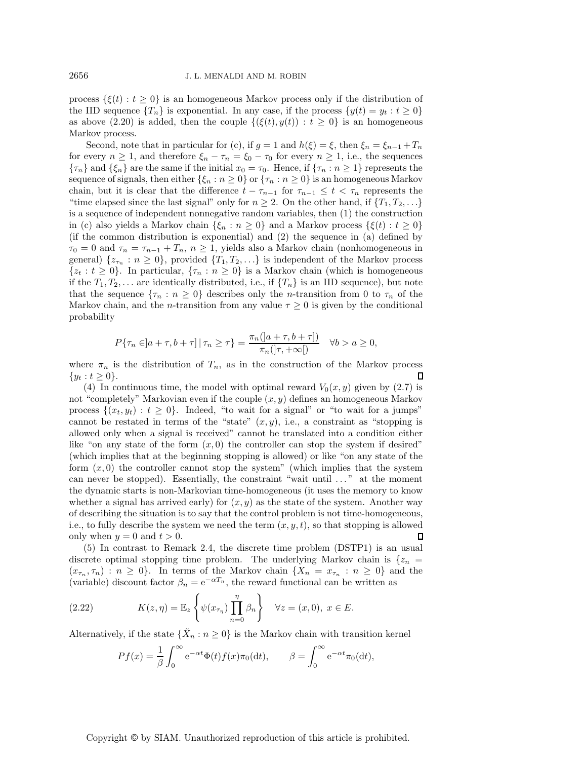process $\{\xi(t) : t \geq 0\}$ is an homogeneous Markov process only if the distribution of the IID sequence $\{T_n\}$ is exponential. In any case, if the process $\{y(t) = y_t : t \geq 0\}$ as above (2.20) is added, then the couple $\{(\xi(t), y(t)) : t \geq 0\}$ is an homogeneous Markov process.

Second, note that in particular for (c), if $g = 1$ and $h(\xi) = \xi$, then $\xi_n = \xi_{n-1} + T_n$ for every $n \geq 1$, and therefore $\xi_n - \tau_n = \xi_0 - \tau_0$ for every $n \geq 1$, i.e., the sequences $\{\tau_n\}$ and $\{\xi_n\}$ are the same if the initial $x_0 = \tau_0$. Hence, if $\{\tau_n : n \geq 1\}$ represents the sequence of signals, then either $\{\xi_n : n \geq 0\}$ or $\{\tau_n : n \geq 0\}$ is an homogeneous Markov chain, but it is clear that the difference $t - \tau_{n-1}$ for $\tau_{n-1} \leq t < \tau_n$ represents the "time elapsed since the last signal" only for $n \geq 2$. On the other hand, if $\{T_1, T_2, \ldots\}$ is a sequence of independent nonnegative random variables, then (1) the construction in (c) also yields a Markov chain $\{\xi_n : n \geq 0\}$ and a Markov process $\{\xi(t) : t \geq 0\}$ (if the common distribution is exponential) and (2) the sequence in (a) defined by $\tau_0 = 0$ and $\tau_n = \tau_{n-1} + T_n$, $n \geq 1$, yields also a Markov chain (nonhomogeneous in general) $\{z_{\tau_n} : n \geq 0\}$, provided $\{T_1, T_2, \ldots\}$ is independent of the Markov process $\{z_t : t \geq 0\}$. In particular, $\{\tau_n : n \geq 0\}$ is a Markov chain (which is homogeneous if the $T_1, T_2, \ldots$ are identically distributed, i.e., if $\{T_n\}$ is an IID sequence), but note that the sequence $\{\tau_n : n \geq 0\}$ describes only the $n$-transition from 0 to $\tau_n$ of the Markov chain, and the $n$-transition from any value $\tau \geq 0$ is given by the conditional probability

$$P\{\tau_n \in ]a + \tau, b + \tau] \mid \tau_n \geq \tau\} = \frac{\pi_n(]a + \tau, b + \tau])}{\pi_n(]\tau, +\infty[)} \quad \forall b > a \geq 0,$$

where $\pi_n$ is the distribution of $T_n$, as in the construction of the Markov process $\{y_t : t \geq 0\}$. $\square$

(4) In continuous time, the model with optimal reward $V_0(x, y)$ given by (2.7) is not "completely" Markovian even if the couple $(x, y)$ defines an homogeneous Markov process $\{(x_t, y_t) : t \geq 0\}$. Indeed, "to wait for a signal" or "to wait for a jumps" cannot be restated in terms of the "state" $(x, y)$, i.e., a constraint as "stopping is allowed only when a signal is received" cannot be translated into a condition either like "on any state of the form $(x, 0)$ the controller can stop the system if desired" (which implies that at the beginning stopping is allowed) or like "on any state of the form $(x, 0)$ the controller cannot stop the system" (which implies that the system can never be stopped). Essentially, the constraint "wait until ..." at the moment the dynamic starts is non-Markovian time-homogeneous (it uses the memory to know whether a signal has arrived early) for $(x, y)$ as the state of the system. Another way of describing the situation is to say that the control problem is not time-homogeneous, i.e., to fully describe the system we need the term $(x, y, t)$, so that stopping is allowed only when $y = 0$ and $t > 0$. $\square$

(5) In contrast to Remark 2.4, the discrete time problem (DSTP1) is an usual discrete optimal stopping time problem. The underlying Markov chain is $\{z_n = (x_{\tau_n}, \tau_n) : n \geq 0\}$. In terms of the Markov chain $\{X_n = x_{\tau_n} : n \geq 0\}$ and the (variable) discount factor $\beta_n = \mathrm{e}^{-\alpha T_n}$, the reward functional can be written as

$$K(z, \eta) = \mathbb{E}_z\left\{\psi(x_{\tau_\eta}) \prod_{n=0}^{\eta} \beta_n\right\} \quad \forall z = (x, 0),\ x \in E. \tag{2.22}$$

Alternatively, if the state $\{\tilde{X}_n : n \geq 0\}$ is the Markov chain with transition kernel

$$Pf(x) = \frac{1}{\beta} \int_0^\infty \mathrm{e}^{-\alpha t} \Phi(t) f(x) \pi_0(\mathrm{d}t), \qquad \beta = \int_0^\infty \mathrm{e}^{-\alpha t} \pi_0(\mathrm{d}t),$$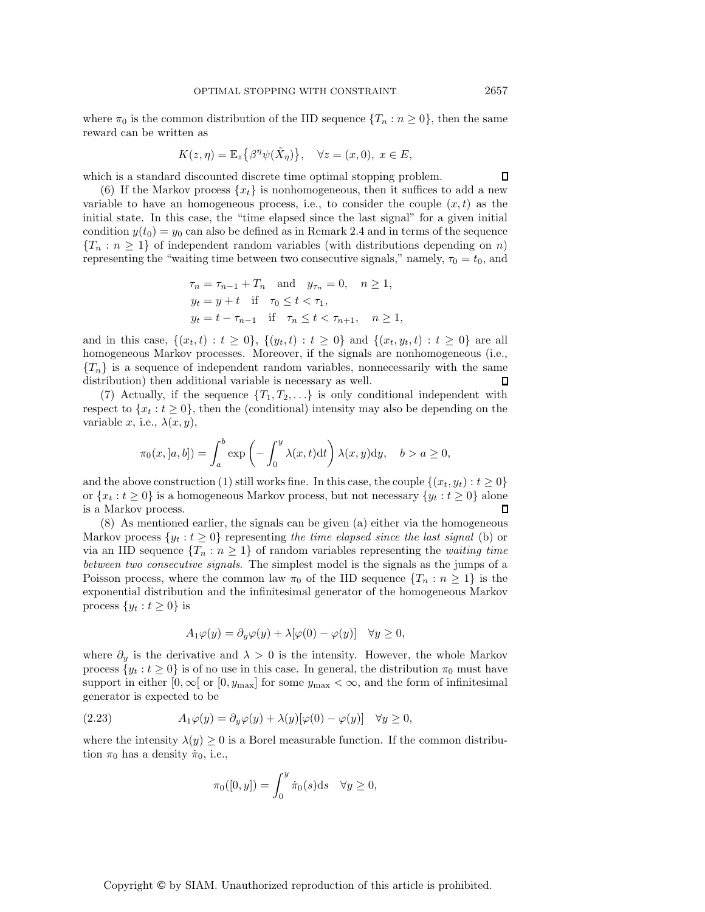where $\pi_0$ is the common distribution of the IID sequence $\{T_n : n \geq 0\}$, then the same reward can be written as

$$K(z, \eta) = \mathbb{E}_z\{\beta^\eta \psi(\tilde{X}_\eta)\}, \quad \forall z = (x, 0),\ x \in E,$$

which is a standard discounted discrete time optimal stopping problem. ☐

(6) If the Markov process $\{x_t\}$ is nonhomogeneous, then it suffices to add a new variable to have an homogeneous process, i.e., to consider the couple $(x, t)$ as the initial state. In this case, the "time elapsed since the last signal" for a given initial condition $y(t_0) = y_0$ can also be defined as in Remark 2.4 and in terms of the sequence $\{T_n : n \geq 1\}$ of independent random variables (with distributions depending on $n$) representing the "waiting time between two consecutive signals," namely, $\tau_0 = t_0$, and

$$\begin{aligned}
&\tau_n = \tau_{n-1} + T_n \quad \text{and} \quad y_{\tau_n} = 0, \quad n \geq 1,\\
&y_t = y + t \quad \text{if} \quad \tau_0 \leq t < \tau_1,\\
&y_t = t - \tau_{n-1} \quad \text{if} \quad \tau_n \leq t < \tau_{n+1}, \quad n \geq 1,
\end{aligned}$$

and in this case, $\{(x_t, t) : t \geq 0\}$, $\{(y_t, t) : t \geq 0\}$ and $\{(x_t, y_t, t) : t \geq 0\}$ are all homogeneous Markov processes. Moreover, if the signals are nonhomogeneous (i.e., $\{T_n\}$ is a sequence of independent random variables, nonnecessarily with the same distribution) then additional variable is necessary as well. ☐

(7) Actually, if the sequence $\{T_1, T_2, \ldots\}$ is only conditional independent with respect to $\{x_t : t \geq 0\}$, then the (conditional) intensity may also be depending on the variable $x$, i.e., $\lambda(x, y)$,

$$\pi_0(x, ]a, b]) = \int_a^b \exp\left(-\int_0^y \lambda(x, t)\mathrm{d}t\right) \lambda(x, y)\mathrm{d}y, \quad b > a \geq 0,$$

and the above construction (1) still works fine. In this case, the couple $\{(x_t, y_t) : t \geq 0\}$ or $\{x_t : t \geq 0\}$ is a homogeneous Markov process, but not necessary $\{y_t : t \geq 0\}$ alone is a Markov process. ☐

(8) As mentioned earlier, the signals can be given (a) either via the homogeneous Markov process $\{y_t : t \geq 0\}$ representing *the time elapsed since the last signal* (b) or via an IID sequence $\{T_n : n \geq 1\}$ of random variables representing the *waiting time between two consecutive signals*. The simplest model is the signals as the jumps of a Poisson process, where the common law $\pi_0$ of the IID sequence $\{T_n : n \geq 1\}$ is the exponential distribution and the infinitesimal generator of the homogeneous Markov process $\{y_t : t \geq 0\}$ is

$$A_1\varphi(y) = \partial_y\varphi(y) + \lambda[\varphi(0) - \varphi(y)] \quad \forall y \geq 0,$$

where $\partial_y$ is the derivative and $\lambda > 0$ is the intensity. However, the whole Markov process $\{y_t : t \geq 0\}$ is of no use in this case. In general, the distribution $\pi_0$ must have support in either $[0, \infty[$ or $[0, y_{\max}]$ for some $y_{\max} < \infty$, and the form of infinitesimal generator is expected to be

$$A_1\varphi(y) = \partial_y\varphi(y) + \lambda(y)[\varphi(0) - \varphi(y)] \quad \forall y \geq 0, \tag{2.23}$$

where the intensity $\lambda(y) \geq 0$ is a Borel measurable function. If the common distribution $\pi_0$ has a density $\dot{\pi}_0$, i.e.,

$$\pi_0([0, y]) = \int_0^y \dot{\pi}_0(s)\mathrm{d}s \quad \forall y \geq 0,$$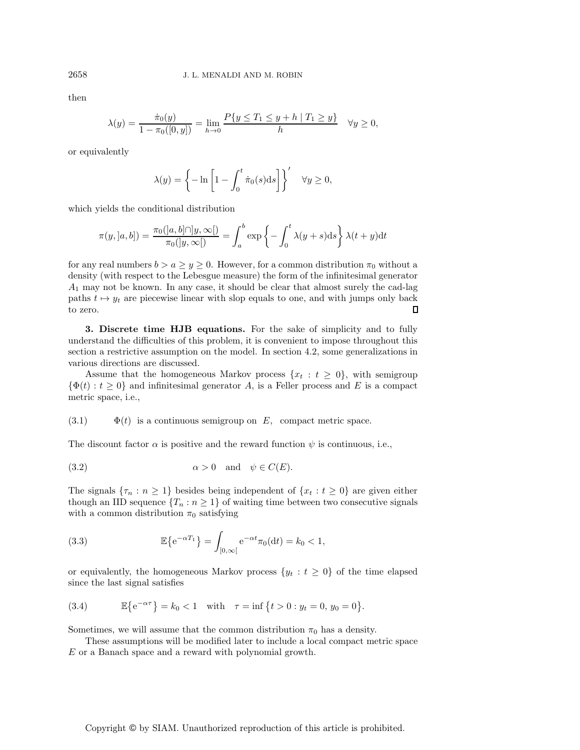then

$$\lambda(y) = \frac{\dot{\pi}_0(y)}{1 - \pi_0([0, y])} = \lim_{h \to 0} \frac{P\{y \le T_1 \le y + h \mid T_1 \ge y\}}{h} \quad \forall y \ge 0,$$

or equivalently

$$\lambda(y) = \left\{ -\ln \left[ 1 - \int_0^t \dot{\pi}_0(s) \mathrm{d}s \right] \right\}' \quad \forall y \ge 0,$$

which yields the conditional distribution

$$\pi(y, ]a, b]) = \frac{\pi_0(]a, b] \cap ]y, \infty[)}{\pi_0(]y, \infty[)} = \int_a^b \exp\left\{ -\int_0^t \lambda(y + s) \mathrm{d}s \right\} \lambda(t + y) \mathrm{d}t$$

for any real numbers $b > a \ge y \ge 0$. However, for a common distribution $\pi_0$ without a density (with respect to the Lebesgue measure) the form of the infinitesimal generator $A_1$ may not be known. In any case, it should be clear that almost surely the cad-lag paths $t \mapsto y_t$ are piecewise linear with slop equals to one, and with jumps only back to zero. ∎

**3. Discrete time HJB equations.** For the sake of simplicity and to fully understand the difficulties of this problem, it is convenient to impose throughout this section a restrictive assumption on the model. In section 4.2, some generalizations in various directions are discussed.

Assume that the homogeneous Markov process $\{x_t : t \ge 0\}$, with semigroup $\{\Phi(t) : t \ge 0\}$ and infinitesimal generator $A$, is a Feller process and $E$ is a compact metric space, i.e.,

$$\Phi(t) \text{ is a continuous semigroup on } E, \text{ compact metric space.} \tag{3.1}$$

The discount factor $\alpha$ is positive and the reward function $\psi$ is continuous, i.e.,

$$\alpha > 0 \quad \text{and} \quad \psi \in C(E). \tag{3.2}$$

The signals $\{\tau_n : n \ge 1\}$ besides being independent of $\{x_t : t \ge 0\}$ are given either though an IID sequence $\{T_n : n \ge 1\}$ of waiting time between two consecutive signals with a common distribution $\pi_0$ satisfying

$$\mathbb{E}\{\mathrm{e}^{-\alpha T_1}\} = \int_{[0, \infty[} \mathrm{e}^{-\alpha t} \pi_0(\mathrm{d}t) = k_0 < 1, \tag{3.3}$$

or equivalently, the homogeneous Markov process $\{y_t : t \ge 0\}$ of the time elapsed since the last signal satisfies

$$\mathbb{E}\{\mathrm{e}^{-\alpha\tau}\} = k_0 < 1 \quad \text{with} \quad \tau = \inf\{t > 0 : y_t = 0, \, y_0 = 0\}. \tag{3.4}$$

Sometimes, we will assume that the common distribution $\pi_0$ has a density.

These assumptions will be modified later to include a local compact metric space $E$ or a Banach space and a reward with polynomial growth.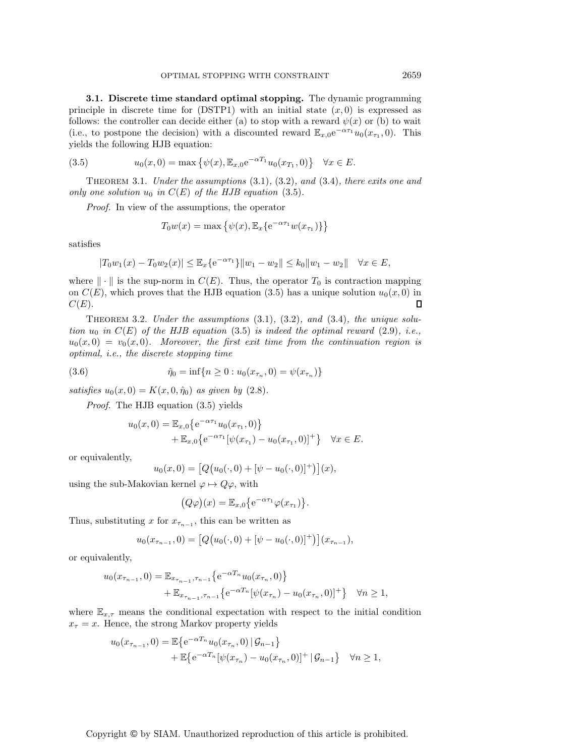**3.1. Discrete time standard optimal stopping.** The dynamic programming principle in discrete time for (DSTP1) with an initial state $(x, 0)$ is expressed as follows: the controller can decide either (a) to stop with a reward $\psi(x)$ or (b) to wait (i.e., to postpone the decision) with a discounted reward $\mathbb{E}_{x,0}\mathrm{e}^{-\alpha\tau_1}u_0(x_{\tau_1}, 0)$. This yields the following HJB equation:

$$
u_0(x, 0) = \max\big\{\psi(x), \mathbb{E}_{x,0}\mathrm{e}^{-\alpha T_1}u_0(x_{T_1}, 0)\big\} \quad \forall x \in E. \tag{3.5}
$$

THEOREM 3.1. *Under the assumptions* (3.1), (3.2), *and* (3.4)*, there exits one and only one solution* $u_0$ *in* $C(E)$ *of the HJB equation* (3.5).

*Proof.* In view of the assumptions, the operator

$$
T_0w(x) = \max\big\{\psi(x), \mathbb{E}_x\{\mathrm{e}^{-\alpha\tau_1}w(x_{\tau_1})\}\big\}
$$

satisfies

$$
|T_0w_1(x) - T_0w_2(x)| \le \mathbb{E}_x\{\mathrm{e}^{-\alpha\tau_1}\}\|w_1 - w_2\| \le k_0\|w_1 - w_2\| \quad \forall x \in E,
$$

where $\|\cdot\|$ is the sup-norm in $C(E)$. Thus, the operator $T_0$ is contraction mapping on $C(E)$, which proves that the HJB equation (3.5) has a unique solution $u_0(x, 0)$ in $C(E)$. ◻

THEOREM 3.2. *Under the assumptions* (3.1), (3.2), *and* (3.4)*, the unique solution* $u_0$ *in* $C(E)$ *of the HJB equation* (3.5) *is indeed the optimal reward* (2.9)*, i.e.,* $u_0(x, 0) = v_0(x, 0)$*. Moreover, the first exit time from the continuation region is optimal, i.e., the discrete stopping time*

$$
\hat{\eta}_0 = \inf\{n \ge 0 : u_0(x_{\tau_n}, 0) = \psi(x_{\tau_n})\} \tag{3.6}
$$

*satisfies* $u_0(x, 0) = K(x, 0, \hat{\eta}_0)$ *as given by* (2.8).

*Proof.* The HJB equation (3.5) yields

$$
\begin{aligned}
u_0(x, 0) = {} & \mathbb{E}_{x,0}\big\{\mathrm{e}^{-\alpha\tau_1}u_0(x_{\tau_1}, 0)\big\} \\
& + \mathbb{E}_{x,0}\big\{\mathrm{e}^{-\alpha\tau_1}[\psi(x_{\tau_1}) - u_0(x_{\tau_1}, 0)]^+\big\} \quad \forall x \in E.
\end{aligned}
$$

or equivalently,

$$
u_0(x, 0) = \big[Q\big(u_0(\cdot, 0) + [\psi - u_0(\cdot, 0)]^+\big)\big](x),
$$

using the sub-Makovian kernel $\varphi \mapsto Q\varphi$, with

$$
\big(Q\varphi\big)(x) = \mathbb{E}_{x,0}\big\{\mathrm{e}^{-\alpha\tau_1}\varphi(x_{\tau_1})\big\}.
$$

Thus, substituting $x$ for $x_{\tau_{n-1}}$, this can be written as

$$
u_0(x_{\tau_{n-1}}, 0) = \big[Q\big(u_0(\cdot, 0) + [\psi - u_0(\cdot, 0)]^+\big)\big](x_{\tau_{n-1}}),
$$

or equivalently,

$$
\begin{aligned}
u_0(x_{\tau_{n-1}}, 0) = {} & \mathbb{E}_{x_{\tau_{n-1}}, \tau_{n-1}}\big\{\mathrm{e}^{-\alpha T_n}u_0(x_{\tau_n}, 0)\big\} \\
& + \mathbb{E}_{x_{\tau_{n-1}}, \tau_{n-1}}\big\{\mathrm{e}^{-\alpha T_n}[\psi(x_{\tau_n}) - u_0(x_{\tau_n}, 0)]^+\big\} \quad \forall n \ge 1,
\end{aligned}
$$

where $\mathbb{E}_{x,\tau}$ means the conditional expectation with respect to the initial condition $x_\tau = x$. Hence, the strong Markov property yields

$$
\begin{aligned}
u_0(x_{\tau_{n-1}}, 0) = {} & \mathbb{E}\big\{\mathrm{e}^{-\alpha T_n}u_0(x_{\tau_n}, 0) \,|\, \mathcal{G}_{n-1}\big\} \\
& + \mathbb{E}\big\{\mathrm{e}^{-\alpha T_n}[\psi(x_{\tau_n}) - u_0(x_{\tau_n}, 0)]^+ \,|\, \mathcal{G}_{n-1}\big\} \quad \forall n \ge 1,
\end{aligned}
$$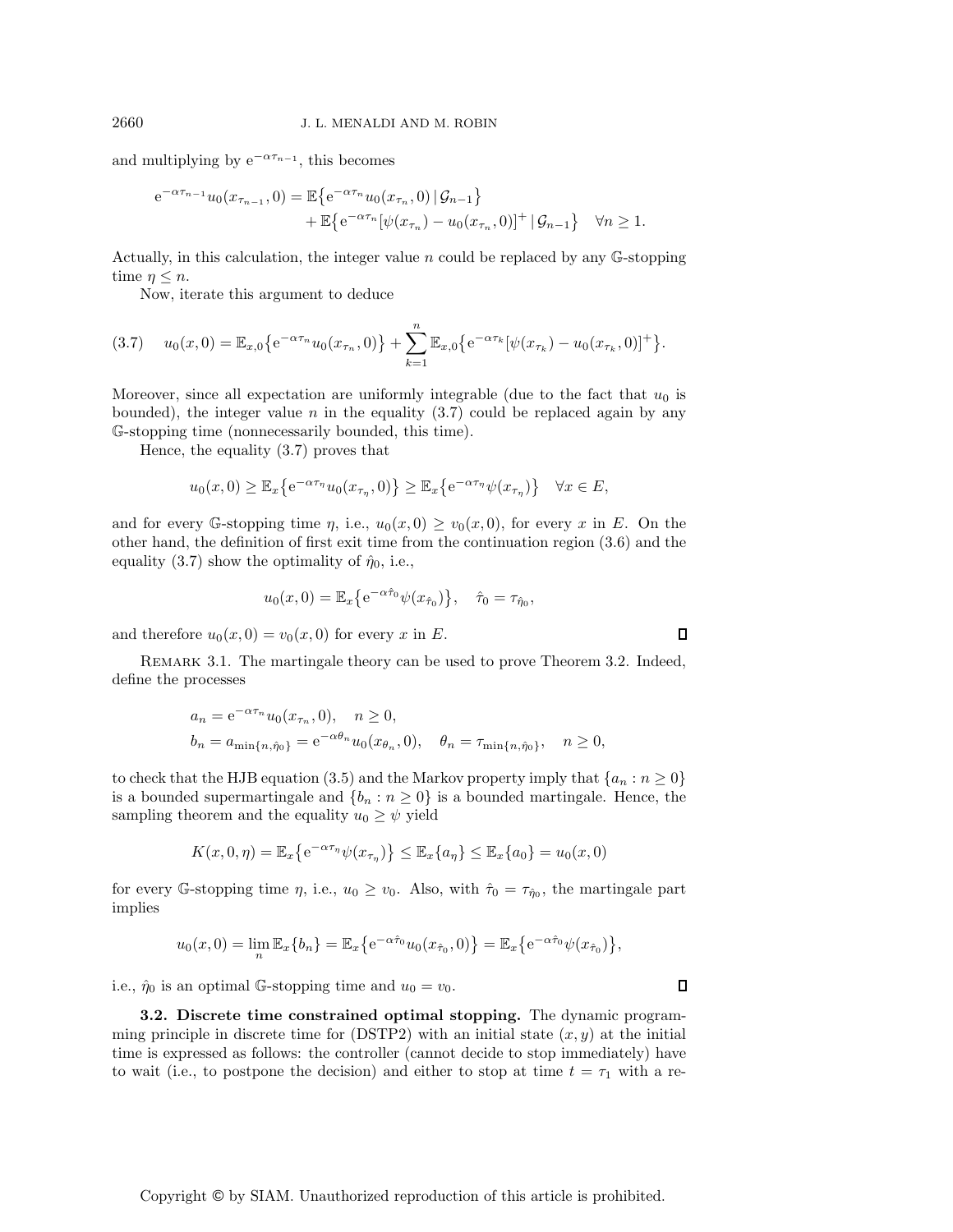and multiplying by $e^{-\alpha\tau_{n-1}}$, this becomes

$$
\begin{aligned}
e^{-\alpha\tau_{n-1}} u_0(x_{\tau_{n-1}}, 0) = \mathbb{E}\big\{e^{-\alpha\tau_n} u_0(x_{\tau_n}, 0) \,|\, \mathcal{G}_{n-1}\big\} \\
+ \mathbb{E}\big\{e^{-\alpha\tau_n}[\psi(x_{\tau_n}) - u_0(x_{\tau_n}, 0)]^+ \,|\, \mathcal{G}_{n-1}\big\} \quad \forall n \geq 1.
\end{aligned}
$$

Actually, in this calculation, the integer value $n$ could be replaced by any $\mathbb{G}$-stopping time $\eta \leq n$.

Now, iterate this argument to deduce

$$
(3.7) \quad u_0(x, 0) = \mathbb{E}_{x,0}\big\{e^{-\alpha\tau_n} u_0(x_{\tau_n}, 0)\big\} + \sum_{k=1}^{n} \mathbb{E}_{x,0}\big\{e^{-\alpha\tau_k}[\psi(x_{\tau_k}) - u_0(x_{\tau_k}, 0)]^+\big\}.
$$

Moreover, since all expectation are uniformly integrable (due to the fact that $u_0$ is bounded), the integer value $n$ in the equality (3.7) could be replaced again by any $\mathbb{G}$-stopping time (nonnecessarily bounded, this time).

Hence, the equality (3.7) proves that

$$
u_0(x, 0) \geq \mathbb{E}_x\big\{e^{-\alpha\tau_\eta} u_0(x_{\tau_\eta}, 0)\big\} \geq \mathbb{E}_x\big\{e^{-\alpha\tau_\eta} \psi(x_{\tau_\eta})\big\} \quad \forall x \in E,
$$

and for every $\mathbb{G}$-stopping time $\eta$, i.e., $u_0(x, 0) \geq v_0(x, 0)$, for every $x$ in $E$. On the other hand, the definition of first exit time from the continuation region (3.6) and the equality (3.7) show the optimality of $\hat{\eta}_0$, i.e.,

$$
u_0(x, 0) = \mathbb{E}_x\big\{e^{-\alpha\hat{\tau}_0} \psi(x_{\hat{\tau}_0})\big\}, \quad \hat{\tau}_0 = \tau_{\hat{\eta}_0},
$$

and therefore $u_0(x, 0) = v_0(x, 0)$ for every $x$ in $E$. ∎

Remark 3.1. The martingale theory can be used to prove Theorem 3.2. Indeed, define the processes

$$
\begin{aligned}
&a_n = e^{-\alpha\tau_n} u_0(x_{\tau_n}, 0), \quad n \geq 0, \\
&b_n = a_{\min\{n, \hat{\eta}_0\}} = e^{-\alpha\theta_n} u_0(x_{\theta_n}, 0), \quad \theta_n = \tau_{\min\{n, \hat{\eta}_0\}}, \quad n \geq 0,
\end{aligned}
$$

to check that the HJB equation (3.5) and the Markov property imply that $\{a_n : n \geq 0\}$ is a bounded supermartingale and $\{b_n : n \geq 0\}$ is a bounded martingale. Hence, the sampling theorem and the equality $u_0 \geq \psi$ yield

$$
K(x, 0, \eta) = \mathbb{E}_x\big\{e^{-\alpha\tau_\eta} \psi(x_{\tau_\eta})\big\} \leq \mathbb{E}_x\{a_\eta\} \leq \mathbb{E}_x\{a_0\} = u_0(x, 0)
$$

for every $\mathbb{G}$-stopping time $\eta$, i.e., $u_0 \geq v_0$. Also, with $\hat{\tau}_0 = \tau_{\hat{\eta}_0}$, the martingale part implies

$$
u_0(x, 0) = \lim_n \mathbb{E}_x\{b_n\} = \mathbb{E}_x\big\{e^{-\alpha\hat{\tau}_0} u_0(x_{\hat{\tau}_0}, 0)\big\} = \mathbb{E}_x\big\{e^{-\alpha\hat{\tau}_0} \psi(x_{\hat{\tau}_0})\big\},
$$

i.e., $\hat{\eta}_0$ is an optimal $\mathbb{G}$-stopping time and $u_0 = v_0$. ∎

**3.2. Discrete time constrained optimal stopping.** The dynamic programming principle in discrete time for (DSTP2) with an initial state $(x, y)$ at the initial time is expressed as follows: the controller (cannot decide to stop immediately) have to wait (i.e., to postpone the decision) and either to stop at time $t = \tau_1$ with a re-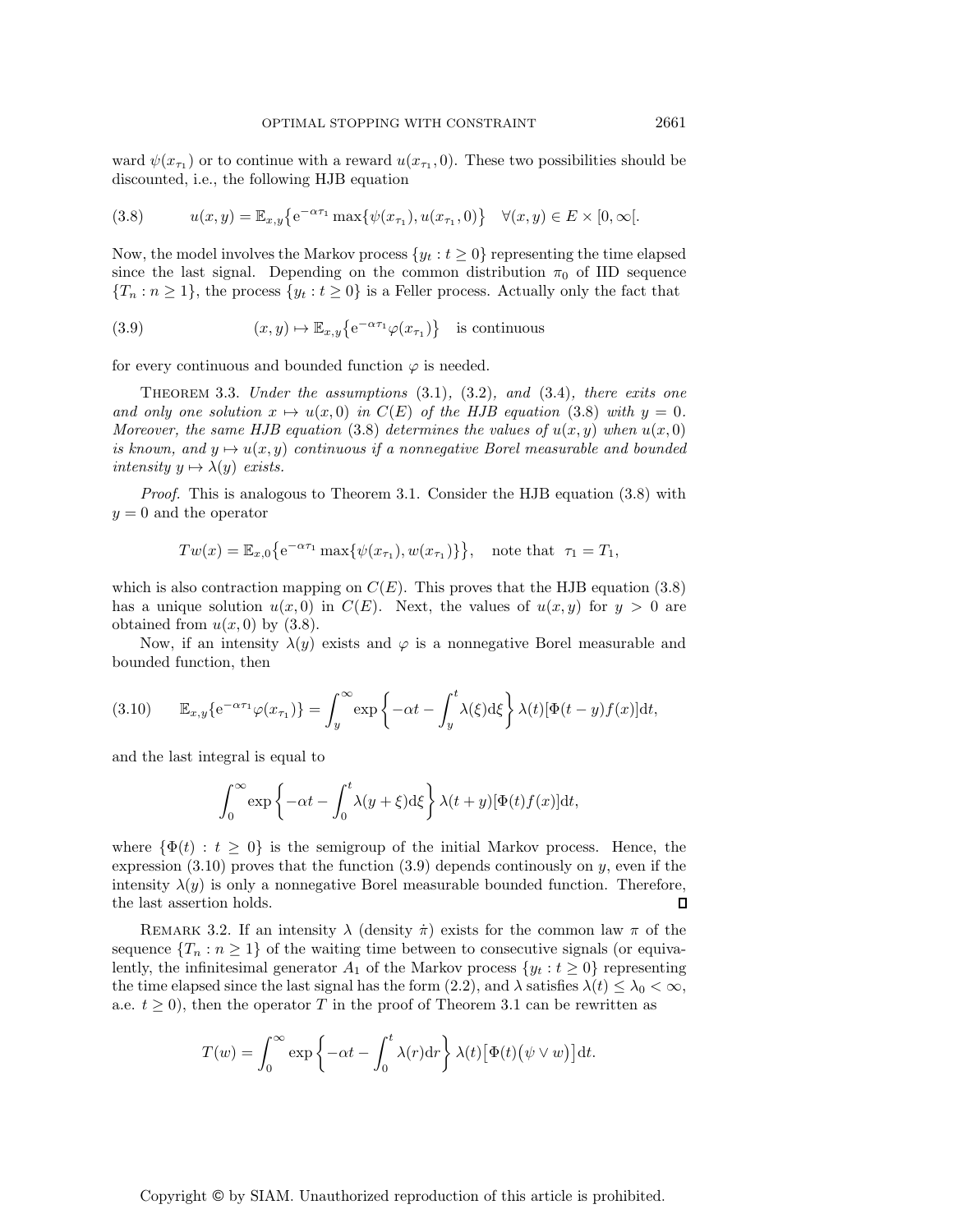ward $\psi(x_{\tau_1})$ or to continue with a reward $u(x_{\tau_1}, 0)$. These two possibilities should be discounted, i.e., the following HJB equation

$$u(x,y) = \mathbb{E}_{x,y}\big\{\mathrm{e}^{-\alpha\tau_1} \max\{\psi(x_{\tau_1}), u(x_{\tau_1}, 0)\}\big\} \quad \forall (x,y) \in E \times [0,\infty[. \tag{3.8}$$

Now, the model involves the Markov process $\{y_t : t \geq 0\}$ representing the time elapsed since the last signal. Depending on the common distribution $\pi_0$ of IID sequence $\{T_n : n \geq 1\}$, the process $\{y_t : t \geq 0\}$ is a Feller process. Actually only the fact that

$$(x,y) \mapsto \mathbb{E}_{x,y}\big\{\mathrm{e}^{-\alpha\tau_1}\varphi(x_{\tau_1})\big\} \quad \text{is continuous} \tag{3.9}$$

for every continuous and bounded function $\varphi$ is needed.

Theorem 3.3. *Under the assumptions* (3.1), (3.2), *and* (3.4), *there exits one and only one solution* $x \mapsto u(x,0)$ *in* $C(E)$ *of the HJB equation* (3.8) *with* $y = 0$. *Moreover, the same HJB equation* (3.8) *determines the values of* $u(x,y)$ *when* $u(x,0)$ *is known, and* $y \mapsto u(x,y)$ *continuous if a nonnegative Borel measurable and bounded intensity* $y \mapsto \lambda(y)$ *exists.*

*Proof.* This is analogous to Theorem 3.1. Consider the HJB equation (3.8) with $y = 0$ and the operator

$$Tw(x) = \mathbb{E}_{x,0}\big\{\mathrm{e}^{-\alpha\tau_1} \max\{\psi(x_{\tau_1}), w(x_{\tau_1})\}\big\}, \quad \text{note that } \ \tau_1 = T_1,$$

which is also contraction mapping on $C(E)$. This proves that the HJB equation (3.8) has a unique solution $u(x,0)$ in $C(E)$. Next, the values of $u(x,y)$ for $y > 0$ are obtained from $u(x,0)$ by (3.8).

Now, if an intensity $\lambda(y)$ exists and $\varphi$ is a nonnegative Borel measurable and bounded function, then

$$\mathbb{E}_{x,y}\{\mathrm{e}^{-\alpha\tau_1}\varphi(x_{\tau_1})\} = \int_y^\infty \exp\left\{-\alpha t - \int_y^t \lambda(\xi)\mathrm{d}\xi\right\} \lambda(t)[\Phi(t-y)f(x)]\mathrm{d}t, \tag{3.10}$$

and the last integral is equal to

$$\int_0^\infty \exp\left\{-\alpha t - \int_0^t \lambda(y+\xi)\mathrm{d}\xi\right\} \lambda(t+y)[\Phi(t)f(x)]\mathrm{d}t,$$

where $\{\Phi(t) : t \geq 0\}$ is the semigroup of the initial Markov process. Hence, the expression (3.10) proves that the function (3.9) depends continously on $y$, even if the intensity $\lambda(y)$ is only a nonnegative Borel measurable bounded function. Therefore, the last assertion holds. $\square$

Remark 3.2. If an intensity $\lambda$ (density $\dot{\pi}$) exists for the common law $\pi$ of the sequence $\{T_n : n \geq 1\}$ of the waiting time between to consecutive signals (or equivalently, the infinitesimal generator $A_1$ of the Markov process $\{y_t : t \geq 0\}$ representing the time elapsed since the last signal has the form (2.2), and $\lambda$ satisfies $\lambda(t) \leq \lambda_0 < \infty$, a.e. $t \geq 0$), then the operator $T$ in the proof of Theorem 3.1 can be rewritten as

$$T(w) = \int_0^\infty \exp\left\{-\alpha t - \int_0^t \lambda(r)\mathrm{d}r\right\} \lambda(t)\big[\Phi(t)\big(\psi \vee w\big)\big]\mathrm{d}t.$$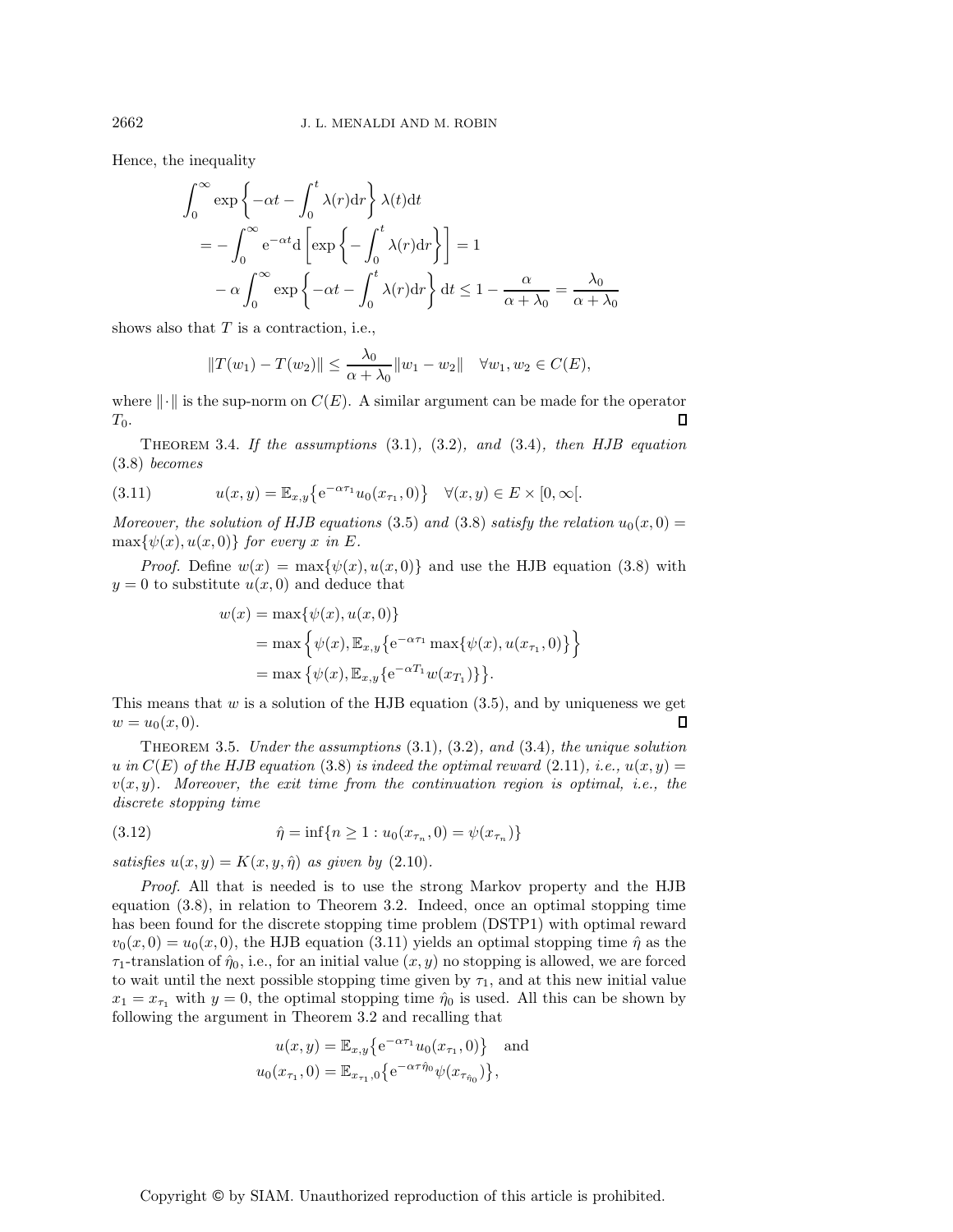Hence, the inequality

$$
\begin{aligned}
\int_0^\infty & \exp\left\{-\alpha t - \int_0^t \lambda(r)\mathrm{d}r\right\}\lambda(t)\mathrm{d}t \\
&= -\int_0^\infty \mathrm{e}^{-\alpha t}\mathrm{d}\left[\exp\left\{-\int_0^t \lambda(r)\mathrm{d}r\right\}\right] = 1 \\
&\quad - \alpha\int_0^\infty \exp\left\{-\alpha t - \int_0^t \lambda(r)\mathrm{d}r\right\}\mathrm{d}t \le 1 - \frac{\alpha}{\alpha+\lambda_0} = \frac{\lambda_0}{\alpha+\lambda_0}
\end{aligned}
$$

shows also that $T$ is a contraction, i.e.,

$$
\|T(w_1) - T(w_2)\| \le \frac{\lambda_0}{\alpha+\lambda_0}\|w_1 - w_2\| \quad \forall w_1, w_2 \in C(E),
$$

where $\|\cdot\|$ is the sup-norm on $C(E)$. A similar argument can be made for the operator $T_0$. $\square$

THEOREM 3.4. *If the assumptions* (3.1), (3.2), *and* (3.4), *then HJB equation* (3.8) *becomes*

$$
u(x,y) = \mathbb{E}_{x,y}\big\{\mathrm{e}^{-\alpha\tau_1}u_0(x_{\tau_1},0)\big\} \quad \forall (x,y) \in E\times[0,\infty[. \tag{3.11}
$$

*Moreover, the solution of HJB equations* (3.5) *and* (3.8) *satisfy the relation* $u_0(x,0) = \max\{\psi(x), u(x,0)\}$ *for every* $x$ *in* $E$.

*Proof.* Define $w(x) = \max\{\psi(x), u(x,0)\}$ and use the HJB equation (3.8) with $y = 0$ to substitute $u(x,0)$ and deduce that

$$
\begin{aligned}
w(x) &= \max\{\psi(x), u(x,0)\} \\
&= \max\Big\{\psi(x), \mathbb{E}_{x,y}\big\{\mathrm{e}^{-\alpha\tau_1}\max\{\psi(x), u(x_{\tau_1},0)\}\big\}\Big\} \\
&= \max\big\{\psi(x), \mathbb{E}_{x,y}\{\mathrm{e}^{-\alpha T_1}w(x_{T_1})\}\big\}.
\end{aligned}
$$

This means that $w$ is a solution of the HJB equation (3.5), and by uniqueness we get $w = u_0(x,0)$. $\square$

THEOREM 3.5. *Under the assumptions* (3.1), (3.2), *and* (3.4), *the unique solution* $u$ *in* $C(E)$ *of the HJB equation* (3.8) *is indeed the optimal reward* (2.11), *i.e.,* $u(x,y) = v(x,y)$. *Moreover, the exit time from the continuation region is optimal, i.e., the discrete stopping time*

$$
\hat\eta = \inf\{n \ge 1 : u_0(x_{\tau_n},0) = \psi(x_{\tau_n})\} \tag{3.12}
$$

*satisfies* $u(x,y) = K(x,y,\hat\eta)$ *as given by* (2.10).

*Proof.* All that is needed is to use the strong Markov property and the HJB equation (3.8), in relation to Theorem 3.2. Indeed, once an optimal stopping time has been found for the discrete stopping time problem (DSTP1) with optimal reward $v_0(x,0) = u_0(x,0)$, the HJB equation (3.11) yields an optimal stopping time $\hat\eta$ as the $\tau_1$-translation of $\hat\eta_0$, i.e., for an initial value $(x,y)$ no stopping is allowed, we are forced to wait until the next possible stopping time given by $\tau_1$, and at this new initial value $x_1 = x_{\tau_1}$ with $y = 0$, the optimal stopping time $\hat\eta_0$ is used. All this can be shown by following the argument in Theorem 3.2 and recalling that

$$
\begin{aligned}
u(x,y) &= \mathbb{E}_{x,y}\big\{\mathrm{e}^{-\alpha\tau_1}u_0(x_{\tau_1},0)\big\} \quad \text{and} \\
u_0(x_{\tau_1},0) &= \mathbb{E}_{x_{\tau_1},0}\big\{\mathrm{e}^{-\alpha\tau\hat\eta_0}\psi(x_{\tau_{\hat\eta_0}})\big\},
\end{aligned}
$$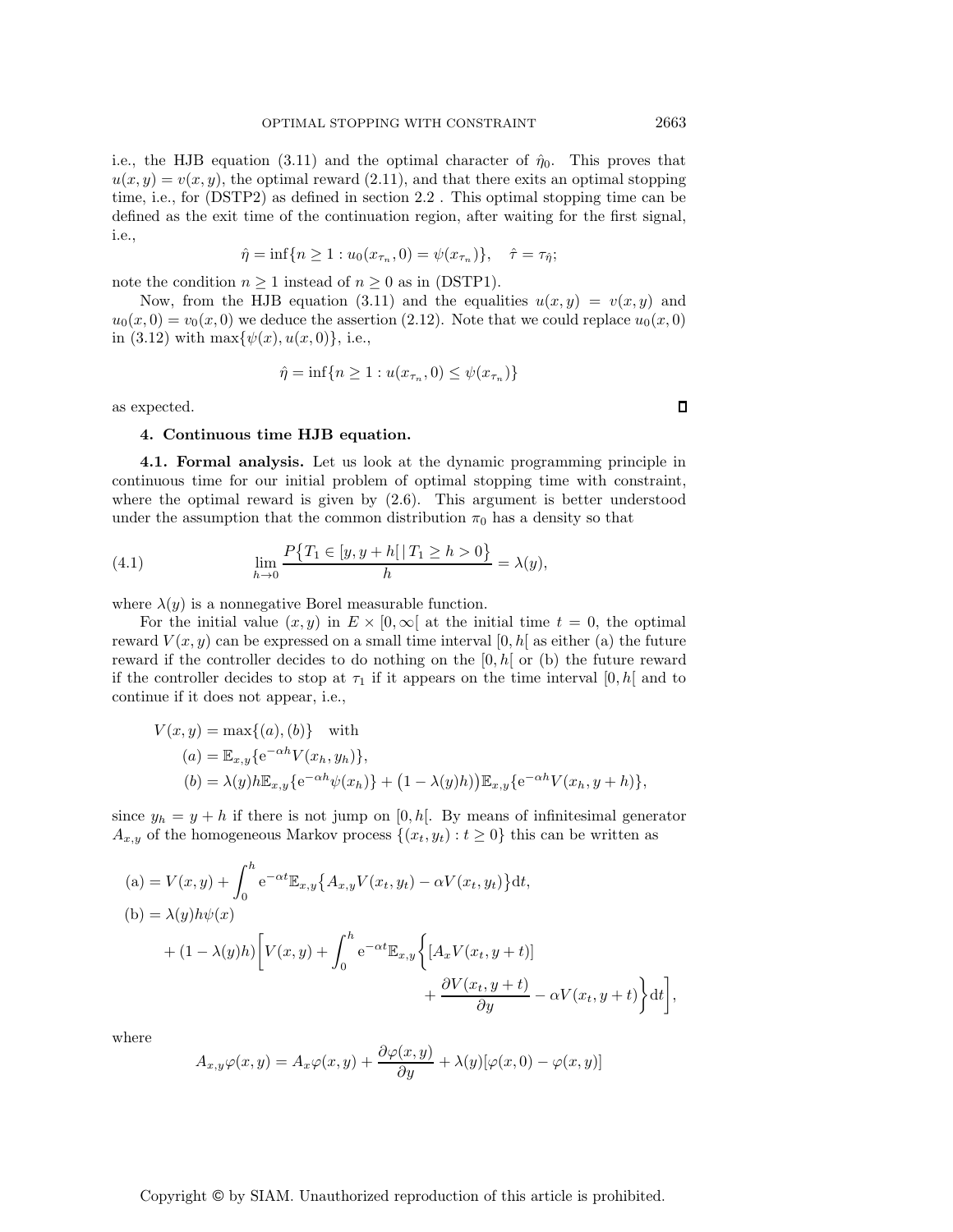i.e., the HJB equation (3.11) and the optimal character of $\hat{\eta}_0$. This proves that $u(x,y) = v(x,y)$, the optimal reward (2.11), and that there exits an optimal stopping time, i.e., for (DSTP2) as defined in section 2.2 . This optimal stopping time can be defined as the exit time of the continuation region, after waiting for the first signal, i.e.,

$$\hat{\eta} = \inf\{n \geq 1 : u_0(x_{\tau_n}, 0) = \psi(x_{\tau_n})\}, \quad \hat{\tau} = \tau_{\hat{\eta}};$$

note the condition $n \geq 1$ instead of $n \geq 0$ as in (DSTP1).

Now, from the HJB equation (3.11) and the equalities $u(x,y) = v(x,y)$ and $u_0(x,0) = v_0(x,0)$ we deduce the assertion (2.12). Note that we could replace $u_0(x,0)$ in (3.12) with $\max\{\psi(x), u(x,0)\}$, i.e.,

$$\hat{\eta} = \inf\{n \geq 1 : u(x_{\tau_n}, 0) \leq \psi(x_{\tau_n})\}$$

as expected. ◻

## 4. Continuous time HJB equation.

**4.1. Formal analysis.** Let us look at the dynamic programming principle in continuous time for our initial problem of optimal stopping time with constraint, where the optimal reward is given by (2.6). This argument is better understood under the assumption that the common distribution $\pi_0$ has a density so that

$$\lim_{h \to 0} \frac{P\{T_1 \in [y, y+h[ \,|\, T_1 \geq h > 0\}}{h} = \lambda(y), \tag{4.1}$$

where $\lambda(y)$ is a nonnegative Borel measurable function.

For the initial value $(x,y)$ in $E \times [0, \infty[$ at the initial time $t = 0$, the optimal reward $V(x,y)$ can be expressed on a small time interval $[0,h[$ as either (a) the future reward if the controller decides to do nothing on the $[0,h[$ or (b) the future reward if the controller decides to stop at $\tau_1$ if it appears on the time interval $[0,h[$ and to continue if it does not appear, i.e.,

$$
\begin{aligned}
V(x,y) &= \max\{(a),(b)\} \quad \text{with} \\
&(a) = \mathbb{E}_{x,y}\{\mathrm{e}^{-\alpha h} V(x_h, y_h)\}, \\
&(b) = \lambda(y) h \mathbb{E}_{x,y}\{\mathrm{e}^{-\alpha h}\psi(x_h)\} + \big(1 - \lambda(y)h\big)\mathbb{E}_{x,y}\{\mathrm{e}^{-\alpha h} V(x_h, y+h)\},
\end{aligned}
$$

since $y_h = y + h$ if there is not jump on $[0,h[$. By means of infinitesimal generator $A_{x,y}$ of the homogeneous Markov process $\{(x_t, y_t) : t \geq 0\}$ this can be written as

$$
\begin{aligned}
\text{(a)} &= V(x,y) + \int_0^h \mathrm{e}^{-\alpha t}\mathbb{E}_{x,y}\big\{A_{x,y}V(x_t,y_t) - \alpha V(x_t,y_t)\big\}\mathrm{d}t, \\
\text{(b)} &= \lambda(y)h\psi(x) \\
&\quad + (1 - \lambda(y)h)\bigg[V(x,y) + \int_0^h \mathrm{e}^{-\alpha t}\mathbb{E}_{x,y}\bigg\{[A_x V(x_t, y+t)] \\
&\qquad\qquad + \frac{\partial V(x_t, y+t)}{\partial y} - \alpha V(x_t, y+t)\bigg\}\mathrm{d}t\bigg],
\end{aligned}
$$

where

$$A_{x,y}\varphi(x,y) = A_x\varphi(x,y) + \frac{\partial \varphi(x,y)}{\partial y} + \lambda(y)[\varphi(x,0) - \varphi(x,y)]$$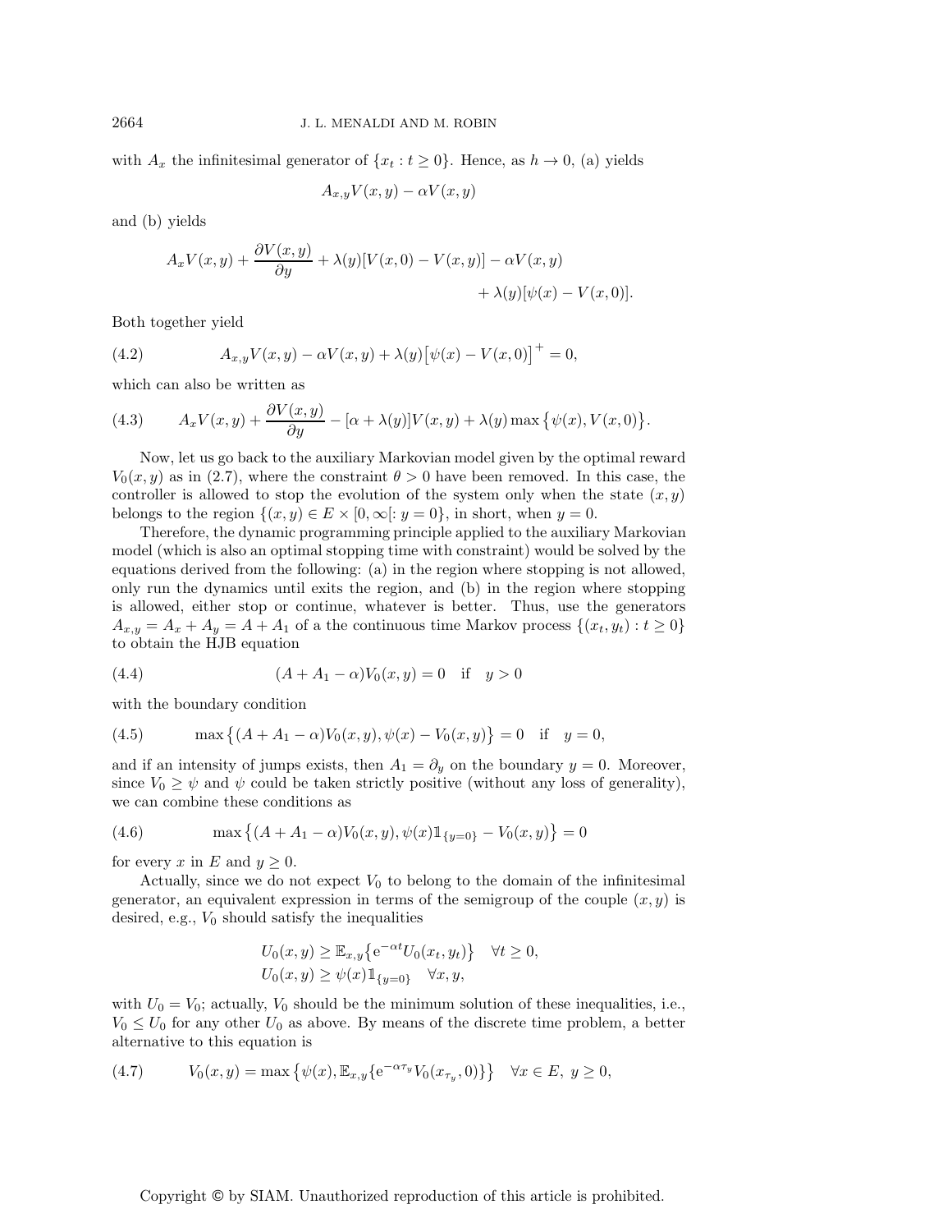with $A_x$ the infinitesimal generator of $\{x_t : t \geq 0\}$. Hence, as $h \to 0$, (a) yields

$$A_{x,y}V(x,y) - \alpha V(x,y)$$

and (b) yields

$$A_x V(x,y) + \frac{\partial V(x,y)}{\partial y} + \lambda(y)[V(x,0) - V(x,y)] - \alpha V(x,y) + \lambda(y)[\psi(x) - V(x,0)].$$

Both together yield

$$A_{x,y}V(x,y) - \alpha V(x,y) + \lambda(y)\big[\psi(x) - V(x,0)\big]^+ = 0, \tag{4.2}$$

which can also be written as

$$A_x V(x,y) + \frac{\partial V(x,y)}{\partial y} - [\alpha + \lambda(y)]V(x,y) + \lambda(y)\max\big\{\psi(x), V(x,0)\big\}. \tag{4.3}$$

Now, let us go back to the auxiliary Markovian model given by the optimal reward $V_0(x,y)$ as in (2.7), where the constraint $\theta > 0$ have been removed. In this case, the controller is allowed to stop the evolution of the system only when the state $(x,y)$ belongs to the region $\{(x,y) \in E \times [0,\infty[ : y = 0\}$, in short, when $y = 0$.

Therefore, the dynamic programming principle applied to the auxiliary Markovian model (which is also an optimal stopping time with constraint) would be solved by the equations derived from the following: (a) in the region where stopping is not allowed, only run the dynamics until exits the region, and (b) in the region where stopping is allowed, either stop or continue, whatever is better. Thus, use the generators $A_{x,y} = A_x + A_y = A + A_1$ of a the continuous time Markov process $\{(x_t, y_t) : t \geq 0\}$ to obtain the HJB equation

$$(A + A_1 - \alpha)V_0(x,y) = 0 \quad \text{if} \quad y > 0 \tag{4.4}$$

with the boundary condition

$$\max\big\{(A + A_1 - \alpha)V_0(x,y), \psi(x) - V_0(x,y)\big\} = 0 \quad \text{if} \quad y = 0, \tag{4.5}$$

and if an intensity of jumps exists, then $A_1 = \partial_y$ on the boundary $y = 0$. Moreover, since $V_0 \geq \psi$ and $\psi$ could be taken strictly positive (without any loss of generality), we can combine these conditions as

$$\max\big\{(A + A_1 - \alpha)V_0(x,y), \psi(x)\mathbb{1}_{\{y=0\}} - V_0(x,y)\big\} = 0 \tag{4.6}$$

for every $x$ in $E$ and $y \geq 0$.

Actually, since we do not expect $V_0$ to belong to the domain of the infinitesimal generator, an equivalent expression in terms of the semigroup of the couple $(x,y)$ is desired, e.g., $V_0$ should satisfy the inequalities

$$U_0(x,y) \geq \mathbb{E}_{x,y}\{\mathrm{e}^{-\alpha t}U_0(x_t, y_t)\} \quad \forall t \geq 0,$$
$$U_0(x,y) \geq \psi(x)\mathbb{1}_{\{y=0\}} \quad \forall x, y,$$

with $U_0 = V_0$; actually, $V_0$ should be the minimum solution of these inequalities, i.e., $V_0 \leq U_0$ for any other $U_0$ as above. By means of the discrete time problem, a better alternative to this equation is

$$V_0(x,y) = \max\big\{\psi(x), \mathbb{E}_{x,y}\{\mathrm{e}^{-\alpha\tau_y}V_0(x_{\tau_y}, 0)\}\big\} \quad \forall x \in E,\ y \geq 0, \tag{4.7}$$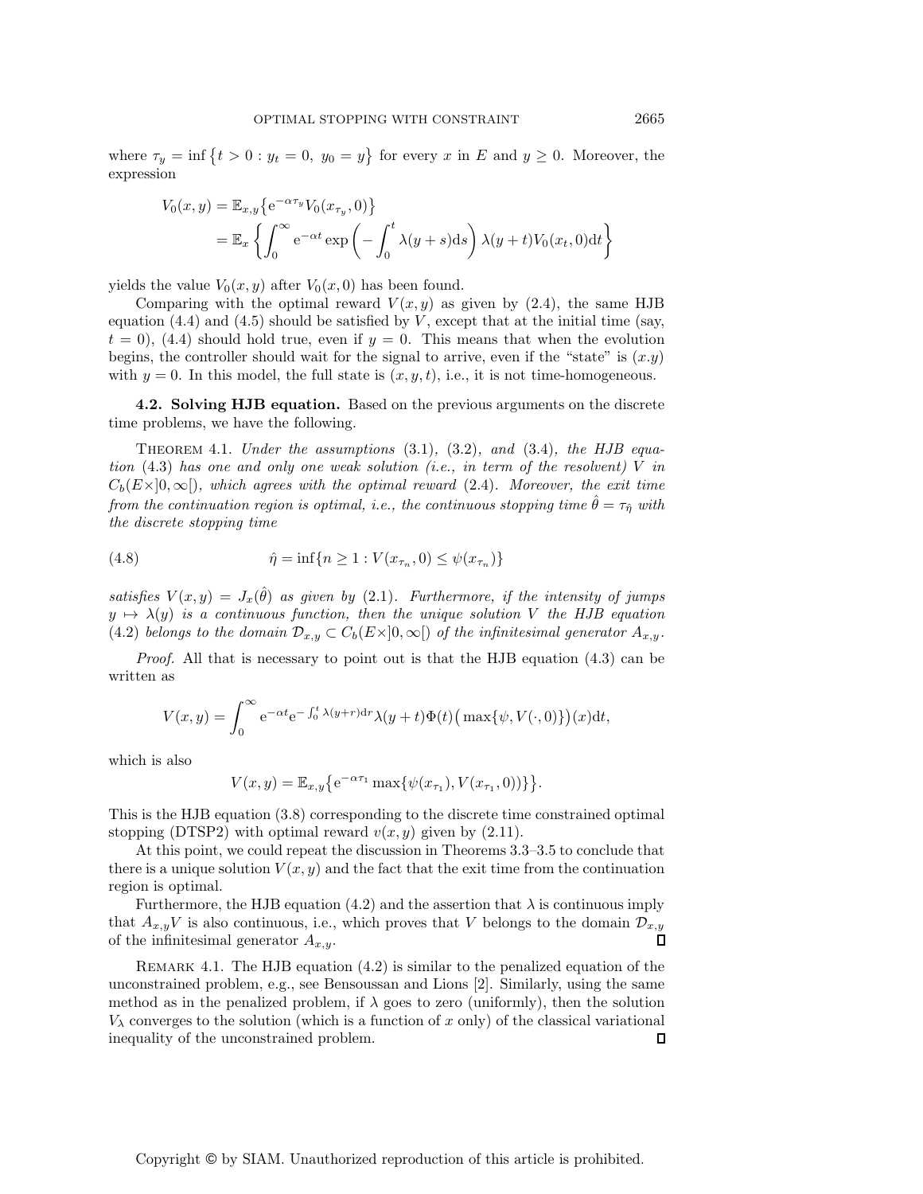where $\tau_y = \inf\{t > 0 : y_t = 0,\ y_0 = y\}$ for every $x$ in $E$ and $y \geq 0$. Moreover, the expression

$$
\begin{aligned}
V_0(x,y) &= \mathbb{E}_{x,y}\big\{\mathrm{e}^{-\alpha\tau_y} V_0(x_{\tau_y},0)\big\} \\
&= \mathbb{E}_x\left\{\int_0^\infty \mathrm{e}^{-\alpha t}\exp\left(-\int_0^t \lambda(y+s)\mathrm{d}s\right)\lambda(y+t)V_0(x_t,0)\mathrm{d}t\right\}
\end{aligned}
$$

yields the value $V_0(x,y)$ after $V_0(x,0)$ has been found.

Comparing with the optimal reward $V(x,y)$ as given by (2.4), the same HJB equation (4.4) and (4.5) should be satisfied by $V$, except that at the initial time (say, $t=0$), (4.4) should hold true, even if $y=0$. This means that when the evolution begins, the controller should wait for the signal to arrive, even if the "state" is $(x.y)$ with $y=0$. In this model, the full state is $(x,y,t)$, i.e., it is not time-homogeneous.

**4.2. Solving HJB equation.** Based on the previous arguments on the discrete time problems, we have the following.

THEOREM 4.1. *Under the assumptions* (3.1), (3.2), *and* (3.4), *the HJB equation* (4.3) *has one and only one weak solution (i.e., in term of the resolvent) $V$ in $C_b(E\times]0,\infty[)$, which agrees with the optimal reward* (2.4). *Moreover, the exit time from the continuation region is optimal, i.e., the continuous stopping time $\hat{\theta} = \tau_{\hat{\eta}}$ with the discrete stopping time*

$$
\hat{\eta} = \inf\{n \geq 1 : V(x_{\tau_n},0) \leq \psi(x_{\tau_n})\} \tag{4.8}
$$

*satisfies $V(x,y) = J_x(\hat{\theta})$ as given by* (2.1). *Furthermore, if the intensity of jumps $y \mapsto \lambda(y)$ is a continuous function, then the unique solution $V$ the HJB equation* (4.2) *belongs to the domain $\mathcal{D}_{x,y} \subset C_b(E\times]0,\infty[)$ of the infinitesimal generator $A_{x,y}$.*

*Proof.* All that is necessary to point out is that the HJB equation (4.3) can be written as

$$
V(x,y) = \int_0^\infty \mathrm{e}^{-\alpha t}\mathrm{e}^{-\int_0^t \lambda(y+r)\mathrm{d}r}\lambda(y+t)\Phi(t)\big(\max\{\psi, V(\cdot,0)\}\big)(x)\mathrm{d}t,
$$

which is also

$$
V(x,y) = \mathbb{E}_{x,y}\big\{\mathrm{e}^{-\alpha\tau_1}\max\{\psi(x_{\tau_1}), V(x_{\tau_1},0)\}\big\}.
$$

This is the HJB equation (3.8) corresponding to the discrete time constrained optimal stopping (DTSP2) with optimal reward $v(x,y)$ given by (2.11).

At this point, we could repeat the discussion in Theorems 3.3–3.5 to conclude that there is a unique solution $V(x,y)$ and the fact that the exit from the continuation region is optimal.

Furthermore, the HJB equation (4.2) and the assertion that $\lambda$ is continuous imply that $A_{x,y}V$ is also continuous, i.e., which proves that $V$ belongs to the domain $\mathcal{D}_{x,y}$ of the infinitesimal generator $A_{x,y}$. ∎

REMARK 4.1. The HJB equation (4.2) is similar to the penalized equation of the unconstrained problem, e.g., see Bensoussan and Lions [2]. Similarly, using the same method as in the penalized problem, if $\lambda$ goes to zero (uniformly), then the solution $V_\lambda$ converges to the solution (which is a function of $x$ only) of the classical variational inequality of the unconstrained problem. ∎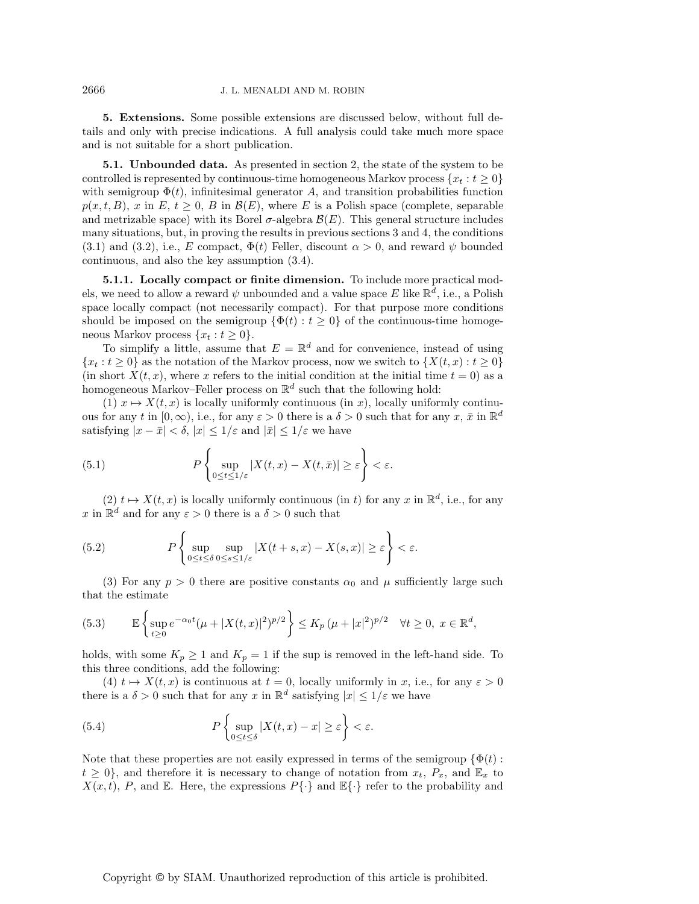**5. Extensions.** Some possible extensions are discussed below, without full details and only with precise indications. A full analysis could take much more space and is not suitable for a short publication.

**5.1. Unbounded data.** As presented in section 2, the state of the system to be controlled is represented by continuous-time homogeneous Markov process $\{x_t : t \geq 0\}$ with semigroup $\Phi(t)$, infinitesimal generator $A$, and transition probabilities function $p(x, t, B)$, $x$ in $E$, $t \geq 0$, $B$ in $\mathcal{B}(E)$, where $E$ is a Polish space (complete, separable and metrizable space) with its Borel $\sigma$-algebra $\mathcal{B}(E)$. This general structure includes many situations, but, in proving the results in previous sections 3 and 4, the conditions (3.1) and (3.2), i.e., $E$ compact, $\Phi(t)$ Feller, discount $\alpha > 0$, and reward $\psi$ bounded continuous, and also the key assumption (3.4).

**5.1.1. Locally compact or finite dimension.** To include more practical models, we need to allow a reward $\psi$ unbounded and a value space $E$ like $\mathbb{R}^d$, i.e., a Polish space locally compact (not necessarily compact). For that purpose more conditions should be imposed on the semigroup $\{\Phi(t) : t \geq 0\}$ of the continuous-time homogeneous Markov process $\{x_t : t \geq 0\}$.

To simplify a little, assume that $E = \mathbb{R}^d$ and for convenience, instead of using $\{x_t : t \geq 0\}$ as the notation of the Markov process, now we switch to $\{X(t, x) : t \geq 0\}$ (in short $X(t, x)$, where $x$ refers to the initial condition at the initial time $t = 0$) as a homogeneous Markov–Feller process on $\mathbb{R}^d$ such that the following hold:

(1) $x \mapsto X(t, x)$ is locally uniformly continuous (in $x$), locally uniformly continuous for any $t$ in $[0, \infty)$, i.e., for any $\varepsilon > 0$ there is a $\delta > 0$ such that for any $x$, $\bar{x}$ in $\mathbb{R}^d$ satisfying $|x - \bar{x}| < \delta$, $|x| \leq 1/\varepsilon$ and $|\bar{x}| \leq 1/\varepsilon$ we have

$$P\left\{ \sup_{0 \leq t \leq 1/\varepsilon} |X(t, x) - X(t, \bar{x})| \geq \varepsilon \right\} < \varepsilon. \tag{5.1}$$

(2) $t \mapsto X(t, x)$ is locally uniformly continuous (in $t$) for any $x$ in $\mathbb{R}^d$, i.e., for any $x$ in $\mathbb{R}^d$ and for any $\varepsilon > 0$ there is a $\delta > 0$ such that

$$P\left\{ \sup_{0 \leq t \leq \delta} \sup_{0 \leq s \leq 1/\varepsilon} |X(t + s, x) - X(s, x)| \geq \varepsilon \right\} < \varepsilon. \tag{5.2}$$

(3) For any $p > 0$ there are positive constants $\alpha_0$ and $\mu$ sufficiently large such that the estimate

$$\mathbb{E}\left\{ \sup_{t \geq 0} e^{-\alpha_0 t} (\mu + |X(t, x)|^2)^{p/2} \right\} \leq K_p \, (\mu + |x|^2)^{p/2} \quad \forall t \geq 0, \; x \in \mathbb{R}^d, \tag{5.3}$$

holds, with some $K_p \geq 1$ and $K_p = 1$ if the sup is removed in the left-hand side. To this three conditions, add the following:

(4) $t \mapsto X(t, x)$ is continuous at $t = 0$, locally uniformly in $x$, i.e., for any $\varepsilon > 0$ there is a $\delta > 0$ such that for any $x$ in $\mathbb{R}^d$ satisfying $|x| \leq 1/\varepsilon$ we have

$$P\left\{ \sup_{0 \leq t \leq \delta} |X(t, x) - x| \geq \varepsilon \right\} < \varepsilon. \tag{5.4}$$

Note that these properties are not easily expressed in terms of the semigroup $\{\Phi(t) : t \geq 0\}$, and therefore it is necessary to change of notation from $x_t$, $P_x$, and $\mathbb{E}_x$ to $X(x, t)$, $P$, and $\mathbb{E}$. Here, the expressions $P\{\cdot\}$ and $\mathbb{E}\{\cdot\}$ refer to the probability and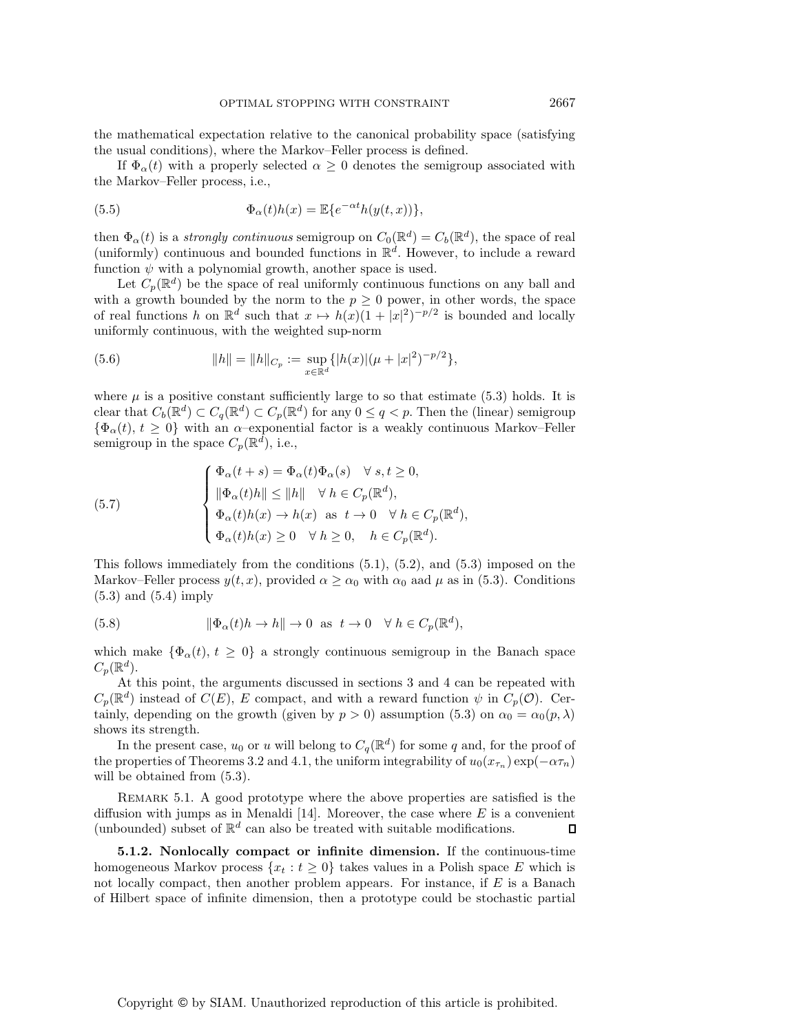the mathematical expectation relative to the canonical probability space (satisfying the usual conditions), where the Markov–Feller process is defined.

If $\Phi_\alpha(t)$ with a properly selected $\alpha \geq 0$ denotes the semigroup associated with the Markov–Feller process, i.e.,

$$\Phi_\alpha(t)h(x) = \mathbb{E}\{e^{-\alpha t}h(y(t,x))\}, \tag{5.5}$$

then $\Phi_\alpha(t)$ is a *strongly continuous* semigroup on $C_0(\mathbb{R}^d) = C_b(\mathbb{R}^d)$, the space of real (uniformly) continuous and bounded functions in $\mathbb{R}^d$. However, to include a reward function $\psi$ with a polynomial growth, another space is used.

Let $C_p(\mathbb{R}^d)$ be the space of real uniformly continuous functions on any ball and with a growth bounded by the norm to the $p \geq 0$ power, in other words, the space of real functions $h$ on $\mathbb{R}^d$ such that $x \mapsto h(x)(1+|x|^2)^{-p/2}$ is bounded and locally uniformly continuous, with the weighted sup-norm

$$\|h\| = \|h\|_{C_p} := \sup_{x\in\mathbb{R}^d}\{|h(x)|(\mu + |x|^2)^{-p/2}\}, \tag{5.6}$$

where $\mu$ is a positive constant sufficiently large to so that estimate (5.3) holds. It is clear that $C_b(\mathbb{R}^d) \subset C_q(\mathbb{R}^d) \subset C_p(\mathbb{R}^d)$ for any $0 \leq q < p$. Then the (linear) semigroup $\{\Phi_\alpha(t),\ t \geq 0\}$ with an $\alpha$–exponential factor is a weakly continuous Markov–Feller semigroup in the space $C_p(\mathbb{R}^d)$, i.e.,

$$\begin{cases} \Phi_\alpha(t+s) = \Phi_\alpha(t)\Phi_\alpha(s) \quad \forall\ s,t \geq 0, \\ \|\Phi_\alpha(t)h\| \leq \|h\| \quad \forall\ h \in C_p(\mathbb{R}^d), \\ \Phi_\alpha(t)h(x) \to h(x) \ \text{ as } \ t \to 0 \quad \forall\ h \in C_p(\mathbb{R}^d), \\ \Phi_\alpha(t)h(x) \geq 0 \quad \forall\ h \geq 0, \quad h \in C_p(\mathbb{R}^d). \end{cases} \tag{5.7}$$

This follows immediately from the conditions (5.1), (5.2), and (5.3) imposed on the Markov–Feller process $y(t,x)$, provided $\alpha \geq \alpha_0$ with $\alpha_0$ aad $\mu$ as in (5.3). Conditions (5.3) and (5.4) imply

$$\|\Phi_\alpha(t)h \to h\| \to 0 \ \text{ as } \ t \to 0 \quad \forall\ h \in C_p(\mathbb{R}^d), \tag{5.8}$$

which make $\{\Phi_\alpha(t),\ t \geq 0\}$ a strongly continuous semigroup in the Banach space $C_p(\mathbb{R}^d)$.

At this point, the arguments discussed in sections 3 and 4 can be repeated with $C_p(\mathbb{R}^d)$ instead of $C(E)$, $E$ compact, and with a reward function $\psi$ in $C_p(\mathcal{O})$. Certainly, depending on the growth (given by $p > 0$) assumption (5.3) on $\alpha_0 = \alpha_0(p,\lambda)$ shows its strength.

In the present case, $u_0$ or $u$ will belong to $C_q(\mathbb{R}^d)$ for some $q$ and, for the proof of the properties of Theorems 3.2 and 4.1, the uniform integrability of $u_0(x_{\tau_n})\exp(-\alpha\tau_n)$ will be obtained from (5.3).

Remark 5.1. A good prototype where the above properties are satisfied is the diffusion with jumps as in Menaldi [14]. Moreover, the case where $E$ is a convenient (unbounded) subset of $\mathbb{R}^d$ can also be treated with suitable modifications. ◻

**5.1.2. Nonlocally compact or infinite dimension.** If the continuous-time homogeneous Markov process $\{x_t : t \geq 0\}$ takes values in a Polish space $E$ which is not locally compact, then another problem appears. For instance, if $E$ is a Banach of Hilbert space of infinite dimension, then a prototype could be stochastic partial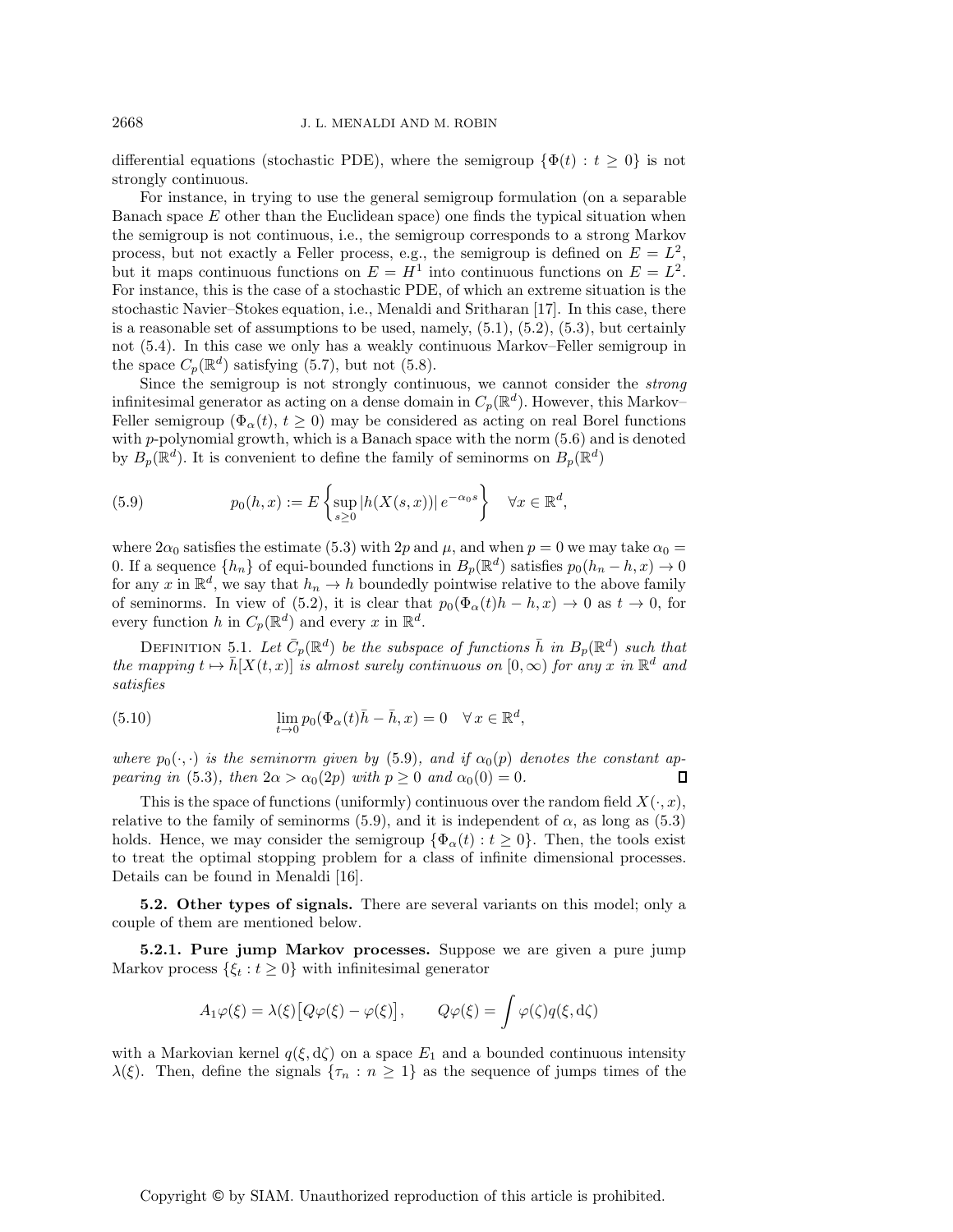differential equations (stochastic PDE), where the semigroup $\{\Phi(t) : t \geq 0\}$ is not strongly continuous.

For instance, in trying to use the general semigroup formulation (on a separable Banach space $E$ other than the Euclidean space) one finds the typical situation when the semigroup is not continuous, i.e., the semigroup corresponds to a strong Markov process, but not exactly a Feller process, e.g., the semigroup is defined on $E = L^2$, but it maps continuous functions on $E = H^1$ into continuous functions on $E = L^2$. For instance, this is the case of a stochastic PDE, of which an extreme situation is the stochastic Navier–Stokes equation, i.e., Menaldi and Sritharan [17]. In this case, there is a reasonable set of assumptions to be used, namely, (5.1), (5.2), (5.3), but certainly not (5.4). In this case we only has a weakly continuous Markov–Feller semigroup in the space $C_p(\mathbb{R}^d)$ satisfying (5.7), but not (5.8).

Since the semigroup is not strongly continuous, we cannot consider the *strong* infinitesimal generator as acting on a dense domain in $C_p(\mathbb{R}^d)$. However, this Markov–Feller semigroup $(\Phi_\alpha(t),\, t \geq 0)$ may be considered as acting on real Borel functions with $p$-polynomial growth, which is a Banach space with the norm (5.6) and is denoted by $B_p(\mathbb{R}^d)$. It is convenient to define the family of seminorms on $B_p(\mathbb{R}^d)$

$$
p_0(h, x) := E\left\{\sup_{s \geq 0} |h(X(s, x))|\, e^{-\alpha_0 s}\right\} \quad \forall x \in \mathbb{R}^d, \tag{5.9}
$$

where $2\alpha_0$ satisfies the estimate (5.3) with $2p$ and $\mu$, and when $p = 0$ we may take $\alpha_0 = 0$. If a sequence $\{h_n\}$ of equi-bounded functions in $B_p(\mathbb{R}^d)$ satisfies $p_0(h_n - h, x) \to 0$ for any $x$ in $\mathbb{R}^d$, we say that $h_n \to h$ boundedly pointwise relative to the above family of seminorms. In view of (5.2), it is clear that $p_0(\Phi_\alpha(t)h - h, x) \to 0$ as $t \to 0$, for every function $h$ in $C_p(\mathbb{R}^d)$ and every $x$ in $\mathbb{R}^d$.

Definition 5.1. *Let $\bar{C}_p(\mathbb{R}^d)$ be the subspace of functions $\bar{h}$ in $B_p(\mathbb{R}^d)$ such that the mapping $t \mapsto \bar{h}[X(t, x)]$ is almost surely continuous on $[0, \infty)$ for any $x$ in $\mathbb{R}^d$ and satisfies*

$$
\lim_{t \to 0} p_0(\Phi_\alpha(t)\bar{h} - \bar{h}, x) = 0 \quad \forall\, x \in \mathbb{R}^d, \tag{5.10}
$$

*where $p_0(\cdot, \cdot)$ is the seminorm given by (5.9), and if $\alpha_0(p)$ denotes the constant appearing in (5.3), then $2\alpha > \alpha_0(2p)$ with $p \geq 0$ and $\alpha_0(0) = 0$.* □

This is the space of functions (uniformly) continuous over the random field $X(\cdot, x)$, relative to the family of seminorms (5.9), and it is independent of $\alpha$, as long as (5.3) holds. Hence, we may consider the semigroup $\{\Phi_\alpha(t) : t \geq 0\}$. Then, the tools exist to treat the optimal stopping problem for a class of infinite dimensional processes. Details can be found in Menaldi [16].

**5.2. Other types of signals.** There are several variants on this model; only a couple of them are mentioned below.

**5.2.1. Pure jump Markov processes.** Suppose we are given a pure jump Markov process $\{\xi_t : t \geq 0\}$ with infinitesimal generator

$$
A_1\varphi(\xi) = \lambda(\xi)\big[Q\varphi(\xi) - \varphi(\xi)\big], \qquad Q\varphi(\xi) = \int \varphi(\zeta) q(\xi, \mathrm{d}\zeta)
$$

with a Markovian kernel $q(\xi, \mathrm{d}\zeta)$ on a space $E_1$ and a bounded continuous intensity $\lambda(\xi)$. Then, define the signals $\{\tau_n : n \geq 1\}$ as the sequence of jumps times of the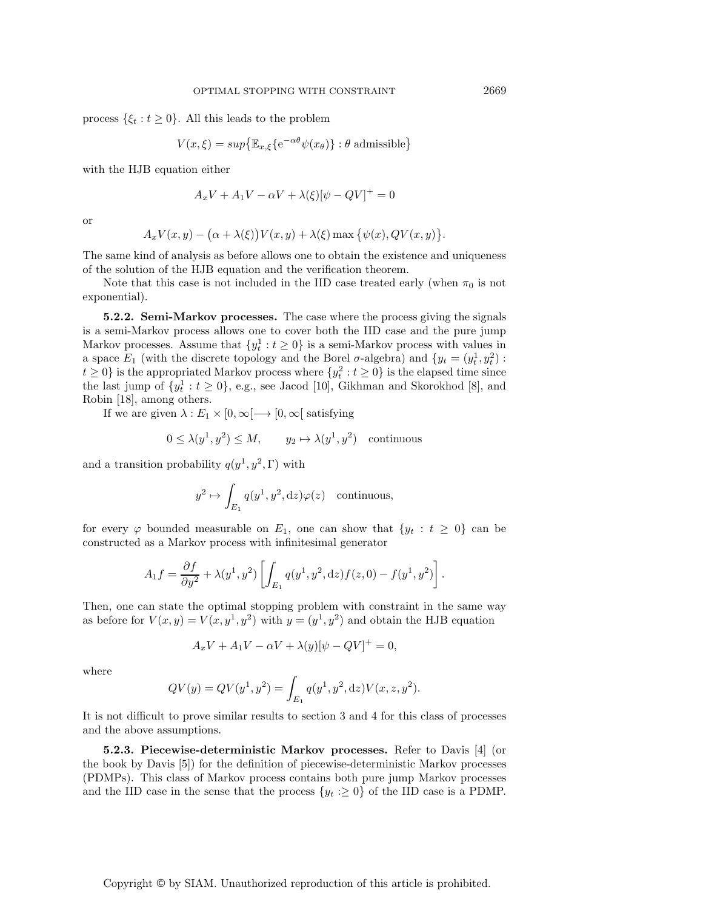process $\{\xi_t : t \geq 0\}$. All this leads to the problem

$$V(x,\xi) = sup\big\{\mathbb{E}_{x,\xi}\{\mathrm{e}^{-\alpha\theta}\psi(x_\theta)\} : \theta \text{ admissible}\big\}$$

with the HJB equation either

$$A_x V + A_1 V - \alpha V + \lambda(\xi)[\psi - QV]^+ = 0$$

or

$$A_x V(x,y) - \big(\alpha + \lambda(\xi)\big)V(x,y) + \lambda(\xi)\max\big\{\psi(x), QV(x,y)\big\}.$$

The same kind of analysis as before allows one to obtain the existence and uniqueness of the solution of the HJB equation and the verification theorem.

Note that this case is not included in the IID case treated early (when $\pi_0$ is not exponential).

**5.2.2. Semi-Markov processes.** The case where the process giving the signals is a semi-Markov process allows one to cover both the IID case and the pure jump Markov processes. Assume that $\{y^1_t : t \geq 0\}$ is a semi-Markov process with values in a space $E_1$ (with the discrete topology and the Borel $\sigma$-algebra) and $\{y_t = (y^1_t, y^2_t) : t \geq 0\}$ is the appropriated Markov process where $\{y^2_t : t \geq 0\}$ is the elapsed time since the last jump of $\{y^1_t : t \geq 0\}$, e.g., see Jacod [10], Gikhman and Skorokhod [8], and Robin [18], among others.

If we are given $\lambda : E_1 \times [0,\infty[ \longrightarrow [0,\infty[$ satisfying

$$0 \leq \lambda(y^1,y^2) \leq M, \qquad y_2 \mapsto \lambda(y^1,y^2) \quad \text{continuous}$$

and a transition probability $q(y^1,y^2,\Gamma)$ with

$$y^2 \mapsto \int_{E_1} q(y^1,y^2,\mathrm{d}z)\varphi(z) \quad \text{continuous},$$

for every $\varphi$ bounded measurable on $E_1$, one can show that $\{y_t : t \geq 0\}$ can be constructed as a Markov process with infinitesimal generator

$$A_1 f = \frac{\partial f}{\partial y^2} + \lambda(y^1,y^2)\left[\int_{E_1} q(y^1,y^2,\mathrm{d}z)f(z,0) - f(y^1,y^2)\right].$$

Then, one can state the optimal stopping problem with constraint in the same way as before for $V(x,y) = V(x,y^1,y^2)$ with $y = (y^1,y^2)$ and obtain the HJB equation

$$A_x V + A_1 V - \alpha V + \lambda(y)[\psi - QV]^+ = 0,$$

where

$$QV(y) = QV(y^1,y^2) = \int_{E_1} q(y^1,y^2,\mathrm{d}z)V(x,z,y^2).$$

It is not difficult to prove similar results to section 3 and 4 for this class of processes and the above assumptions.

**5.2.3. Piecewise-deterministic Markov processes.** Refer to Davis [4] (or the book by Davis [5]) for the definition of piecewise-deterministic Markov processes (PDMPs). This class of Markov process contains both pure jump Markov processes and the IID case in the sense that the process $\{y_t :\geq 0\}$ of the IID case is a PDMP.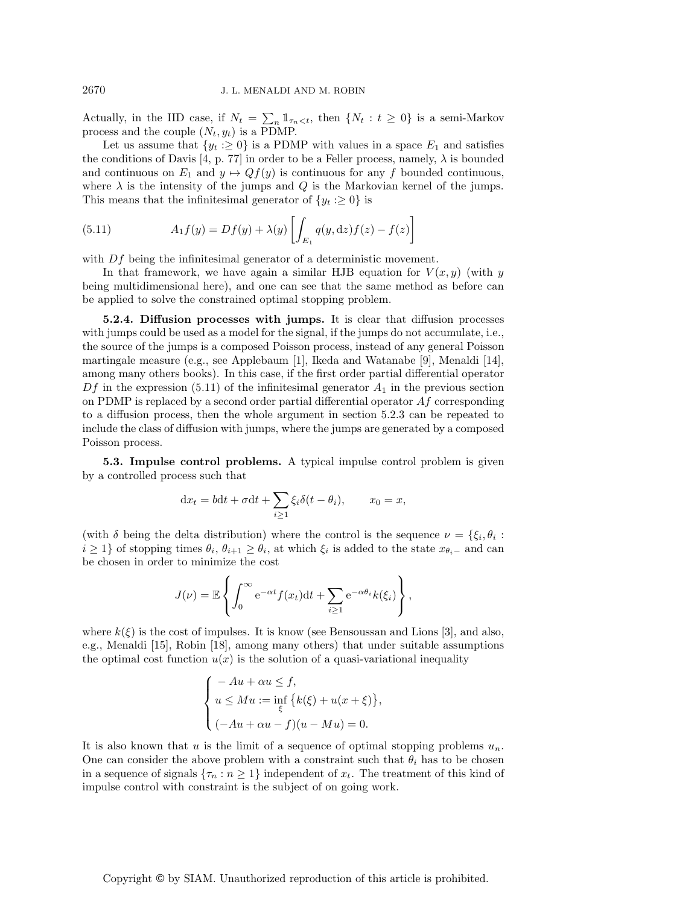Actually, in the IID case, if $N_t = \sum_n \mathbb{1}_{\tau_n < t}$, then $\{N_t : t \geq 0\}$ is a semi-Markov process and the couple $(N_t, y_t)$ is a PDMP.

Let us assume that $\{y_t :\geq 0\}$ is a PDMP with values in a space $E_1$ and satisfies the conditions of Davis [4, p. 77] in order to be a Feller process, namely, $\lambda$ is bounded and continuous on $E_1$ and $y \mapsto Qf(y)$ is continuous for any $f$ bounded continuous, where $\lambda$ is the intensity of the jumps and $Q$ is the Markovian kernel of the jumps. This means that the infinitesimal generator of $\{y_t :\geq 0\}$ is

$$A_1 f(y) = Df(y) + \lambda(y) \left[ \int_{E_1} q(y, \mathrm{d}z) f(z) - f(z) \right] \tag{5.11}$$

with $Df$ being the infinitesimal generator of a deterministic movement.

In that framework, we have again a similar HJB equation for $V(x, y)$ (with $y$ being multidimensional here), and one can see that the same method as before can be applied to solve the constrained optimal stopping problem.

**5.2.4. Diffusion processes with jumps.** It is clear that diffusion processes with jumps could be used as a model for the signal, if the jumps do not accumulate, i.e., the source of the jumps is a composed Poisson process, instead of any general Poisson martingale measure (e.g., see Applebaum [1], Ikeda and Watanabe [9], Menaldi [14], among many others books). In this case, if the first order partial differential operator $Df$ in the expression (5.11) of the infinitesimal generator $A_1$ in the previous section on PDMP is replaced by a second order partial differential operator $Af$ corresponding to a diffusion process, then the whole argument in section 5.2.3 can be repeated to include the class of diffusion with jumps, where the jumps are generated by a composed Poisson process.

**5.3. Impulse control problems.** A typical impulse control problem is given by a controlled process such that

$$\mathrm{d}x_t = b\mathrm{d}t + \sigma \mathrm{d}t + \sum_{i \geq 1} \xi_i \delta(t - \theta_i), \qquad x_0 = x,$$

(with $\delta$ being the delta distribution) where the control is the sequence $\nu = \{\xi_i, \theta_i : i \geq 1\}$ of stopping times $\theta_i$, $\theta_{i+1} \geq \theta_i$, at which $\xi_i$ is added to the state $x_{\theta_i -}$ and can be chosen in order to minimize the cost

$$J(\nu) = \mathbb{E} \left\{ \int_0^\infty \mathrm{e}^{-\alpha t} f(x_t) \mathrm{d}t + \sum_{i \geq 1} \mathrm{e}^{-\alpha \theta_i} k(\xi_i) \right\},$$

where $k(\xi)$ is the cost of impulses. It is know (see Bensoussan and Lions [3], and also, e.g., Menaldi [15], Robin [18], among many others) that under suitable assumptions the optimal cost function $u(x)$ is the solution of a quasi-variational inequality

$$\begin{cases} -Au + \alpha u \leq f, \\ u \leq Mu := \inf_\xi \big\{ k(\xi) + u(x + \xi) \big\}, \\ (-Au + \alpha u - f)(u - Mu) = 0. \end{cases}$$

It is also known that $u$ is the limit of a sequence of optimal stopping problems $u_n$. One can consider the above problem with a constraint such that $\theta_i$ has to be chosen in a sequence of signals $\{\tau_n : n \geq 1\}$ independent of $x_t$. The treatment of this kind of impulse control with constraint is the subject of on going work.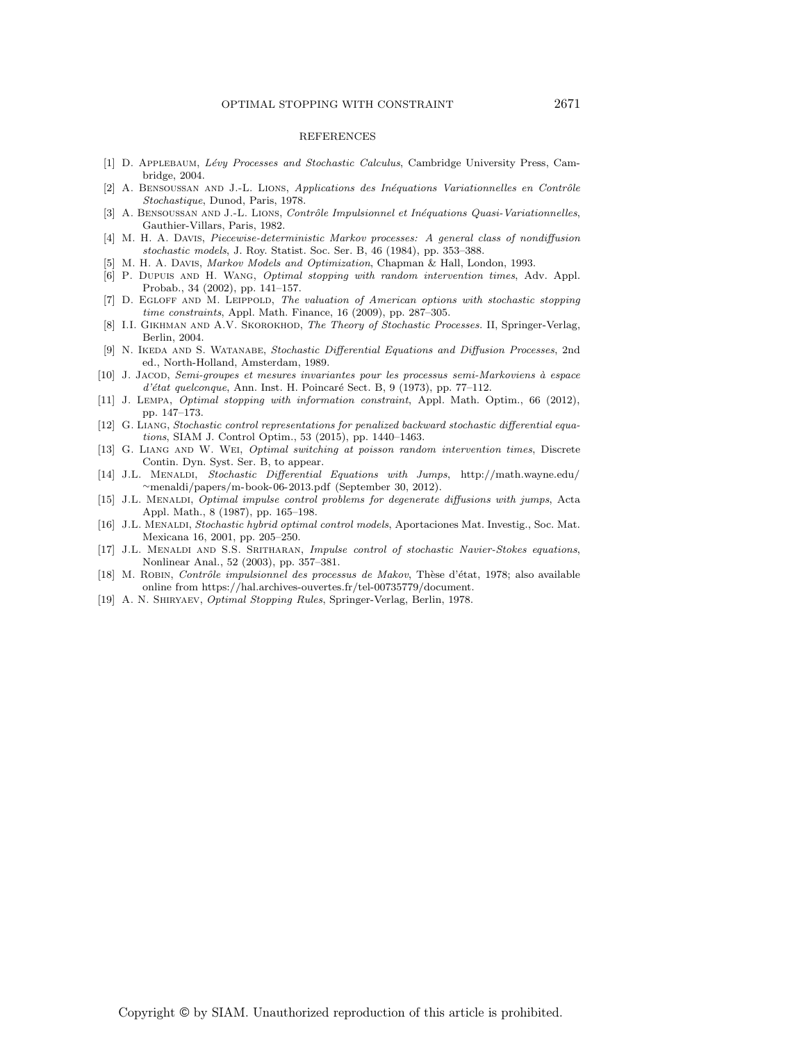## REFERENCES

[1] D. Applebaum, *Lévy Processes and Stochastic Calculus*, Cambridge University Press, Cambridge, 2004.

[2] A. Bensoussan and J.-L. Lions, *Applications des Inéquations Variationnelles en Contrôle Stochastique*, Dunod, Paris, 1978.

[3] A. Bensoussan and J.-L. Lions, *Contrôle Impulsionnel et Inéquations Quasi-Variationnelles*, Gauthier-Villars, Paris, 1982.

[4] M. H. A. Davis, *Piecewise-deterministic Markov processes: A general class of nondiffusion stochastic models*, J. Roy. Statist. Soc. Ser. B, 46 (1984), pp. 353–388.

[5] M. H. A. Davis, *Markov Models and Optimization*, Chapman & Hall, London, 1993.

[6] P. Dupuis and H. Wang, *Optimal stopping with random intervention times*, Adv. Appl. Probab., 34 (2002), pp. 141–157.

[7] D. Egloff and M. Leippold, *The valuation of American options with stochastic stopping time constraints*, Appl. Math. Finance, 16 (2009), pp. 287–305.

[8] I.I. Gikhman and A.V. Skorokhod, *The Theory of Stochastic Processes.* II, Springer-Verlag, Berlin, 2004.

[9] N. Ikeda and S. Watanabe, *Stochastic Differential Equations and Diffusion Processes*, 2nd ed., North-Holland, Amsterdam, 1989.

[10] J. Jacod, *Semi-groupes et mesures invariantes pour les processus semi-Markoviens à espace d'état quelconque*, Ann. Inst. H. Poincaré Sect. B, 9 (1973), pp. 77–112.

[11] J. Lempa, *Optimal stopping with information constraint*, Appl. Math. Optim., 66 (2012), pp. 147–173.

[12] G. Liang, *Stochastic control representations for penalized backward stochastic differential equations*, SIAM J. Control Optim., 53 (2015), pp. 1440–1463.

[13] G. Liang and W. Wei, *Optimal switching at poisson random intervention times*, Discrete Contin. Dyn. Syst. Ser. B, to appear.

[14] J.L. Menaldi, *Stochastic Differential Equations with Jumps*, http://math.wayne.edu/~menaldi/papers/m-book-06-2013.pdf (September 30, 2012).

[15] J.L. Menaldi, *Optimal impulse control problems for degenerate diffusions with jumps*, Acta Appl. Math., 8 (1987), pp. 165–198.

[16] J.L. Menaldi, *Stochastic hybrid optimal control models*, Aportaciones Mat. Investig., Soc. Mat. Mexicana 16, 2001, pp. 205–250.

[17] J.L. Menaldi and S.S. Sritharan, *Impulse control of stochastic Navier-Stokes equations*, Nonlinear Anal., 52 (2003), pp. 357–381.

[18] M. Robin, *Contrôle impulsionnel des processus de Makov*, Thèse d'état, 1978; also available online from https://hal.archives-ouvertes.fr/tel-00735779/document.

[19] A. N. Shiryaev, *Optimal Stopping Rules*, Springer-Verlag, Berlin, 1978.